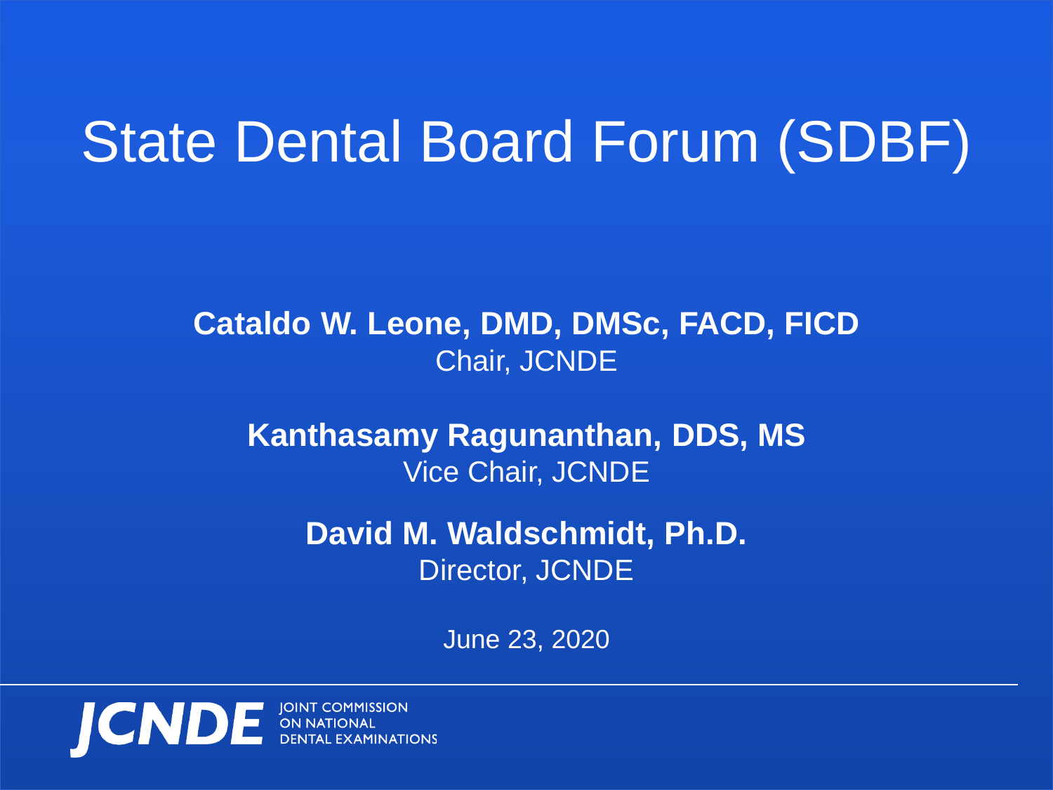# State Dental Board Forum (SDBF)

**Cataldo W. Leone, DMD, DMSc, FACD, FICD**
Chair, JCNDE

**Kanthasamy Ragunanthan, DDS, MS**
Vice Chair, JCNDE

**David M. Waldschmidt, Ph.D.**
Director, JCNDE

June 23, 2020

JCNDE JOINT COMMISSION ON NATIONAL DENTAL EXAMINATIONS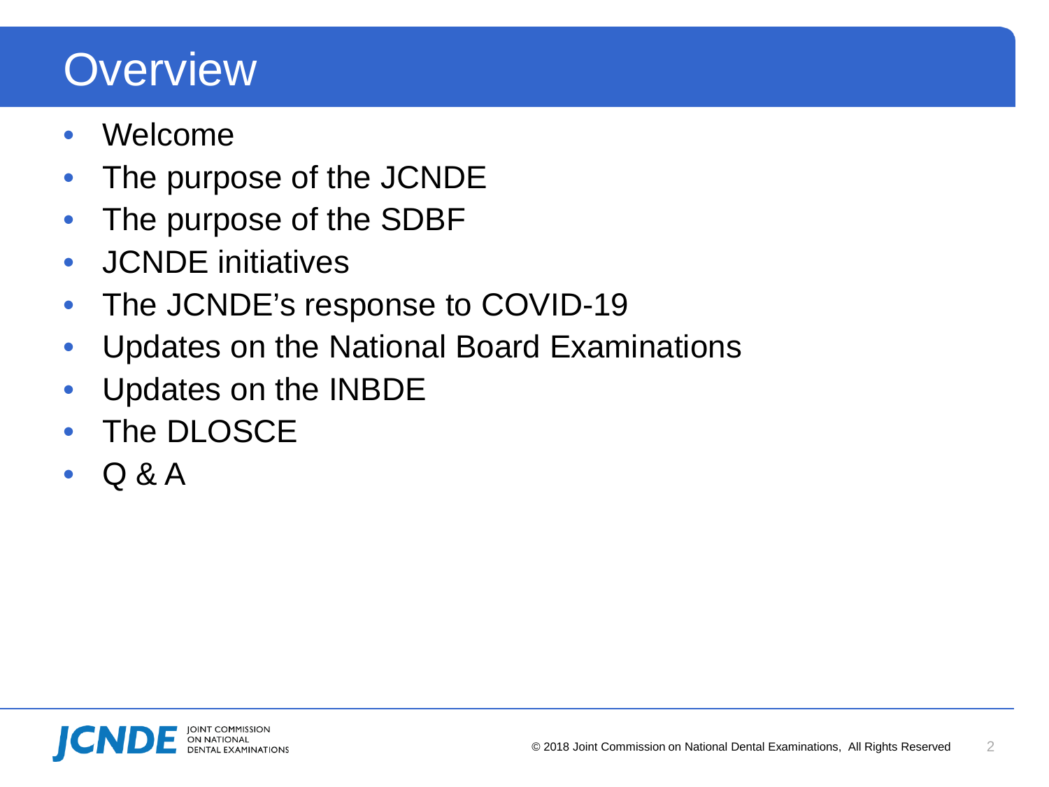# Overview

- Welcome
- The purpose of the JCNDE
- The purpose of the SDBF
- JCNDE initiatives
- The JCNDE's response to COVID-19
- Updates on the National Board Examinations
- Updates on the INBDE
- The DLOSCE
- Q & A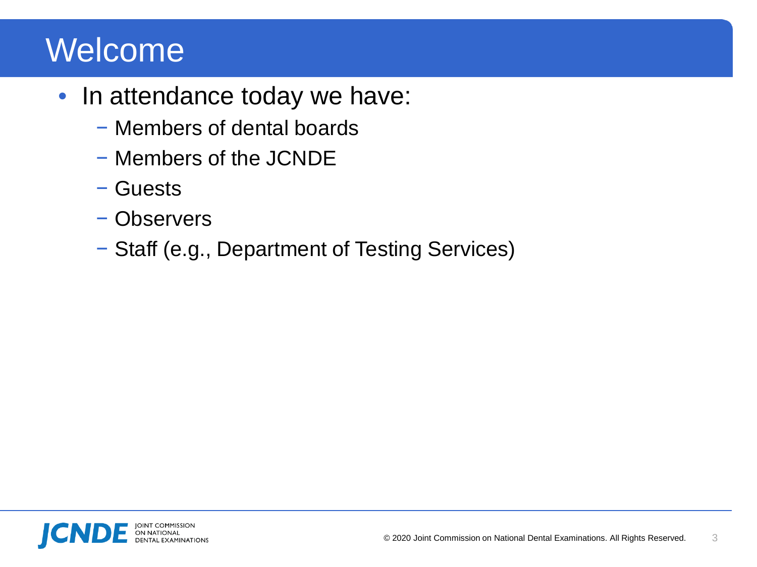# Welcome

- In attendance today we have:
  - Members of dental boards
  - Members of the JCNDE
  - Guests
  - Observers
  - Staff (e.g., Department of Testing Services)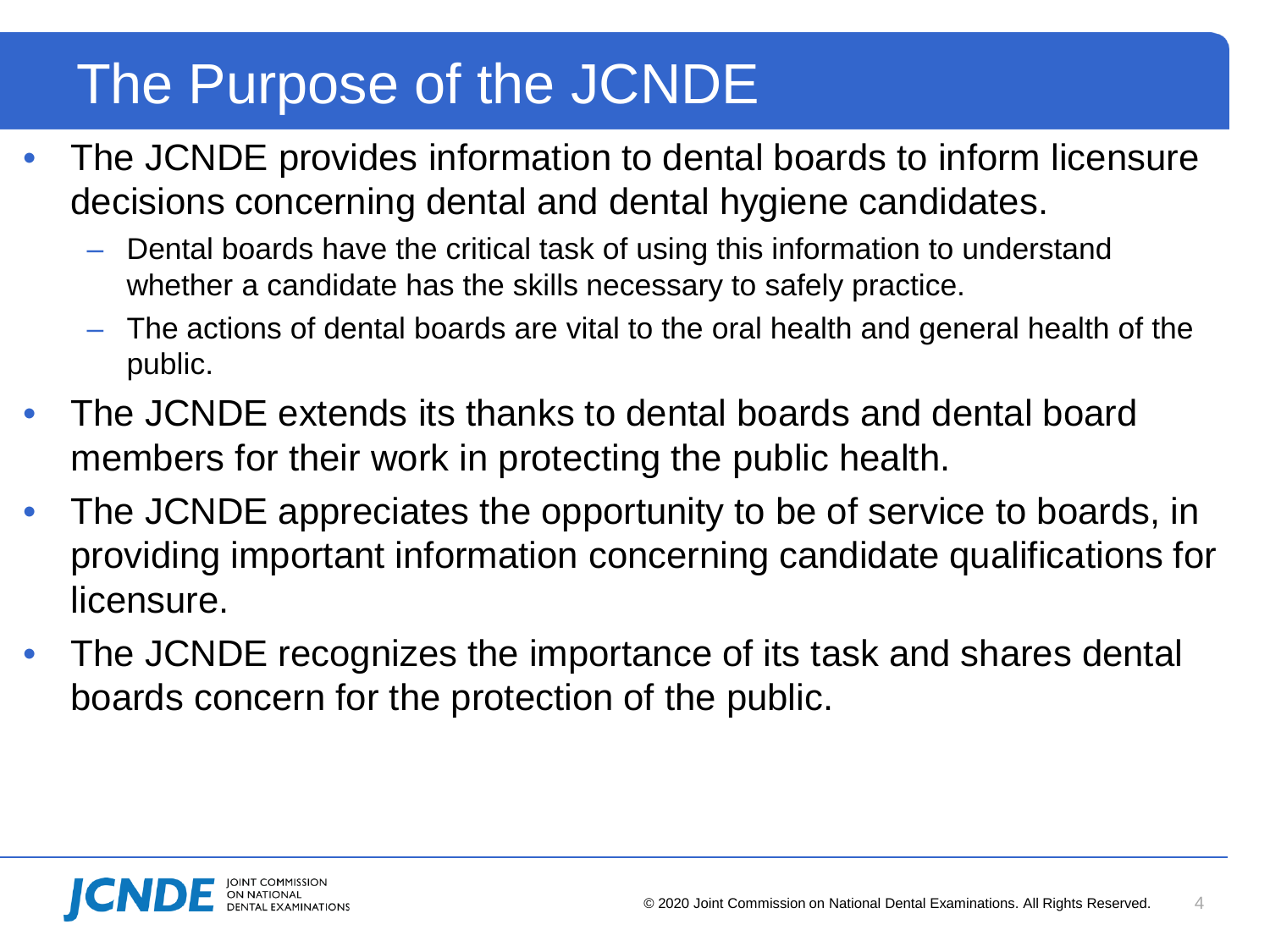# The Purpose of the JCNDE

- The JCNDE provides information to dental boards to inform licensure decisions concerning dental and dental hygiene candidates.
  - Dental boards have the critical task of using this information to understand whether a candidate has the skills necessary to safely practice.
  - The actions of dental boards are vital to the oral health and general health of the public.
- The JCNDE extends its thanks to dental boards and dental board members for their work in protecting the public health.
- The JCNDE appreciates the opportunity to be of service to boards, in providing important information concerning candidate qualifications for licensure.
- The JCNDE recognizes the importance of its task and shares dental boards concern for the protection of the public.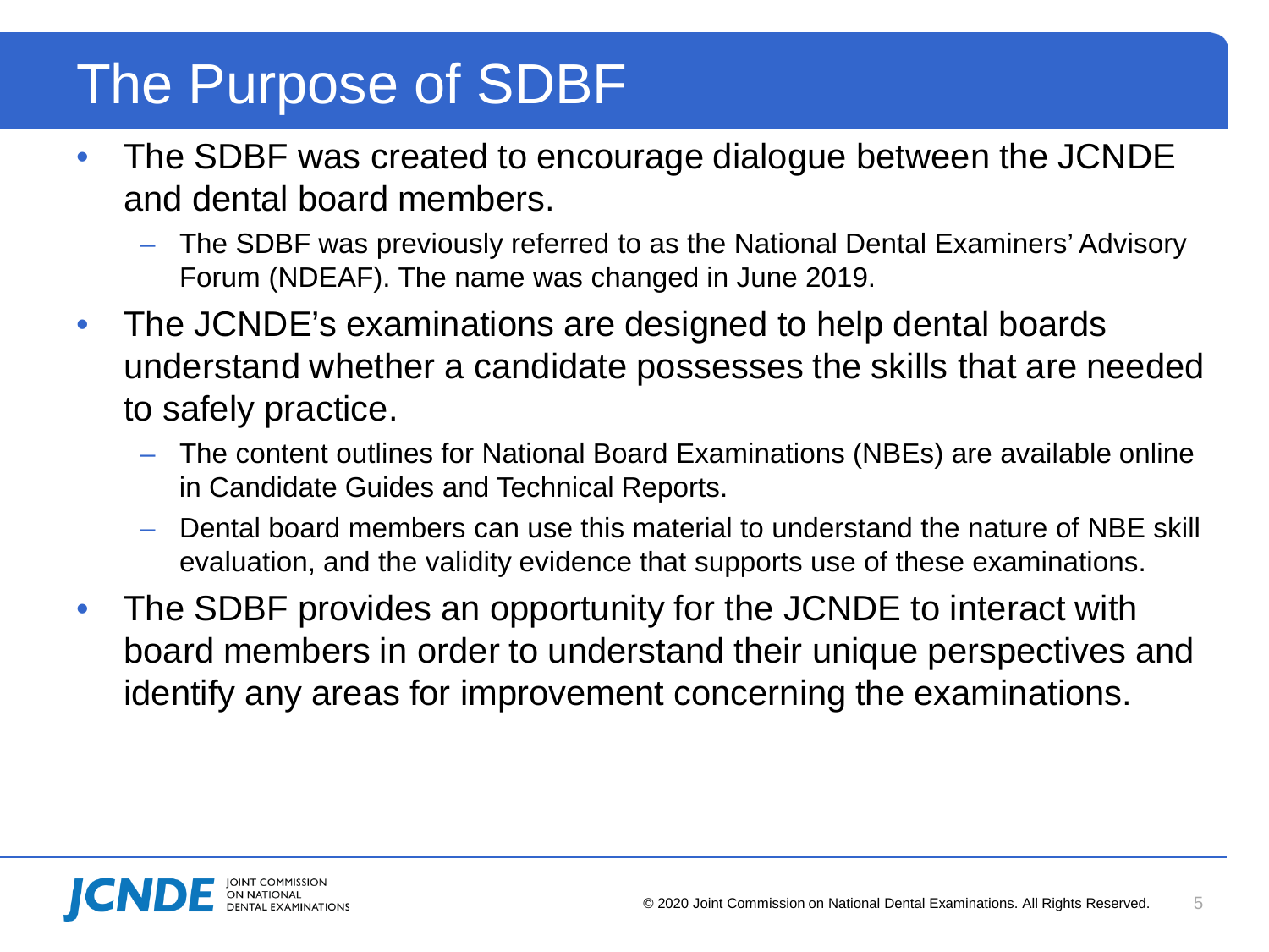# The Purpose of SDBF

- The SDBF was created to encourage dialogue between the JCNDE and dental board members.
  - The SDBF was previously referred to as the National Dental Examiners' Advisory Forum (NDEAF). The name was changed in June 2019.
- The JCNDE's examinations are designed to help dental boards understand whether a candidate possesses the skills that are needed to safely practice.
  - The content outlines for National Board Examinations (NBEs) are available online in Candidate Guides and Technical Reports.
  - Dental board members can use this material to understand the nature of NBE skill evaluation, and the validity evidence that supports use of these examinations.
- The SDBF provides an opportunity for the JCNDE to interact with board members in order to understand their unique perspectives and identify any areas for improvement concerning the examinations.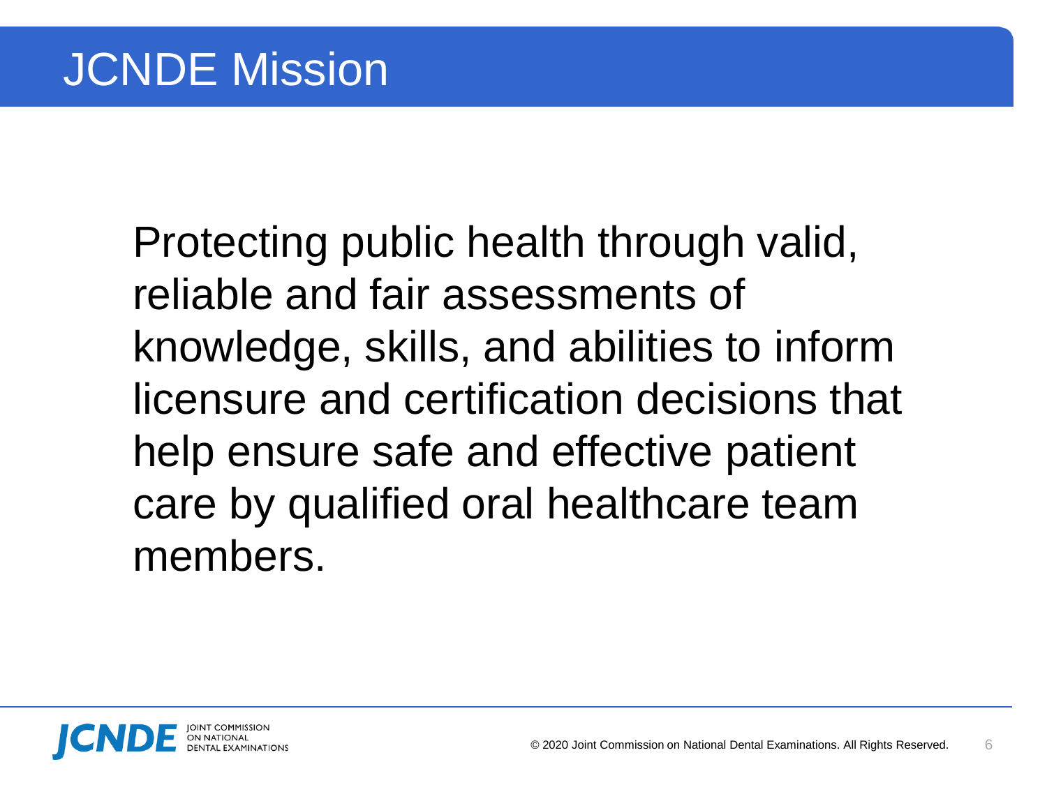# JCNDE Mission

Protecting public health through valid, reliable and fair assessments of knowledge, skills, and abilities to inform licensure and certification decisions that help ensure safe and effective patient care by qualified oral healthcare team members.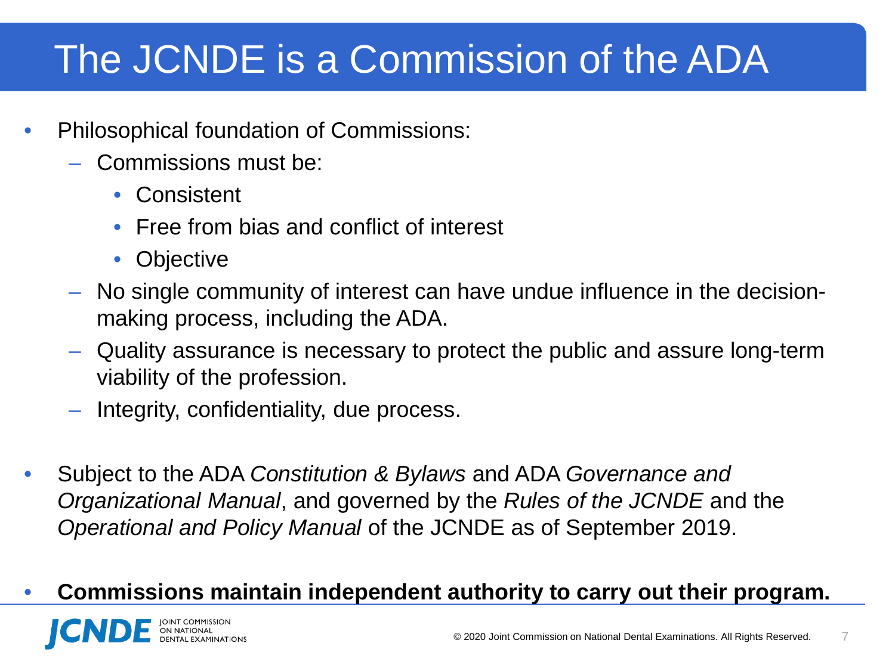# The JCNDE is a Commission of the ADA

- Philosophical foundation of Commissions:
  - Commissions must be:
    - Consistent
    - Free from bias and conflict of interest
    - Objective
  - No single community of interest can have undue influence in the decision-making process, including the ADA.
  - Quality assurance is necessary to protect the public and assure long-term viability of the profession.
  - Integrity, confidentiality, due process.
- Subject to the ADA *Constitution & Bylaws* and ADA *Governance and Organizational Manual*, and governed by the *Rules of the JCNDE* and the *Operational and Policy Manual* of the JCNDE as of September 2019.
- **Commissions maintain independent authority to carry out their program.**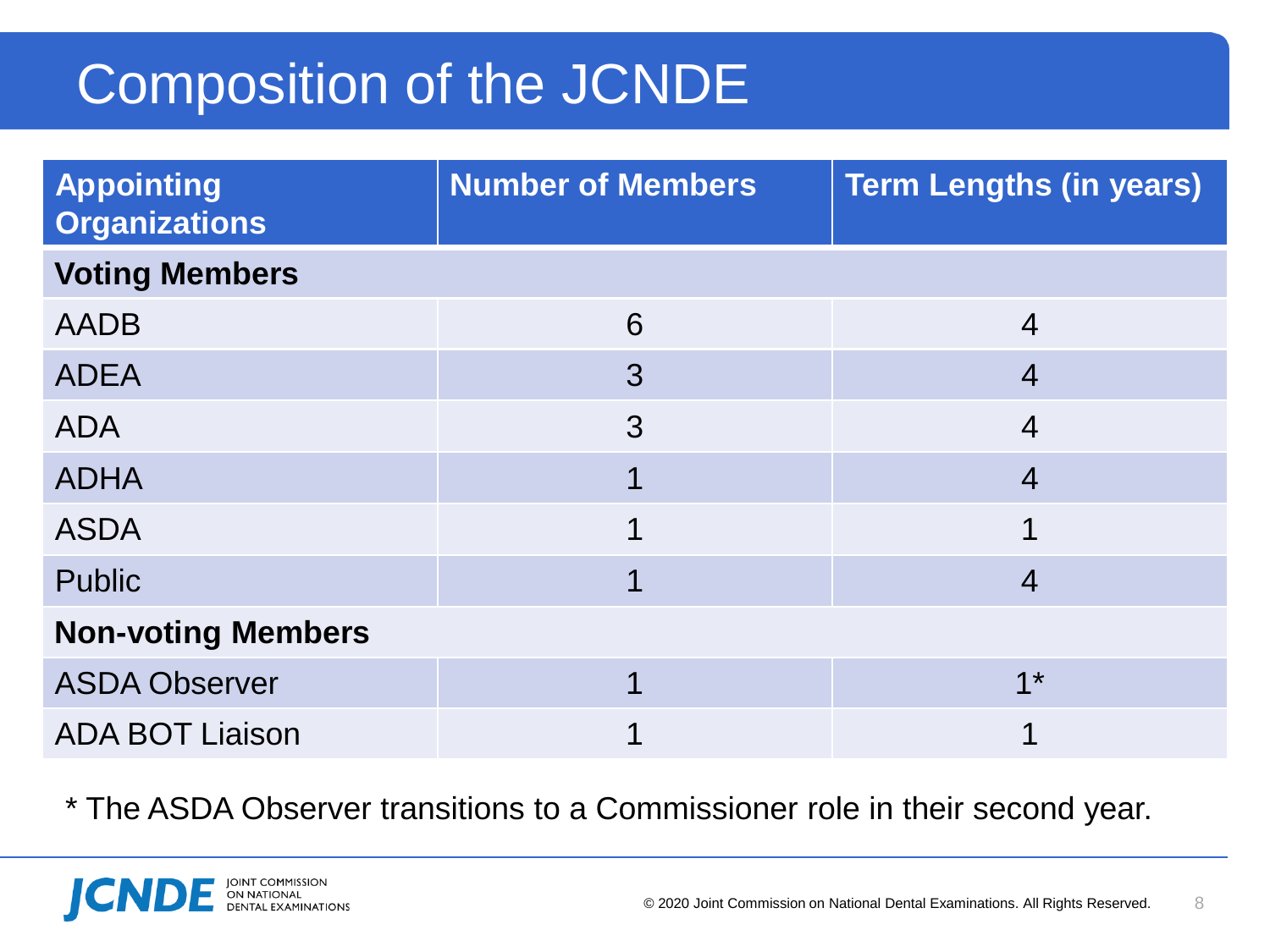# Composition of the JCNDE

| Appointing Organizations | Number of Members | Term Lengths (in years) |
|---|---|---|
| **Voting Members** | | |
| AADB | 6 | 4 |
| ADEA | 3 | 4 |
| ADA | 3 | 4 |
| ADHA | 1 | 4 |
| ASDA | 1 | 1 |
| Public | 1 | 4 |
| **Non-voting Members** | | |
| ASDA Observer | 1 | 1* |
| ADA BOT Liaison | 1 | 1 |

* The ASDA Observer transitions to a Commissioner role in their second year.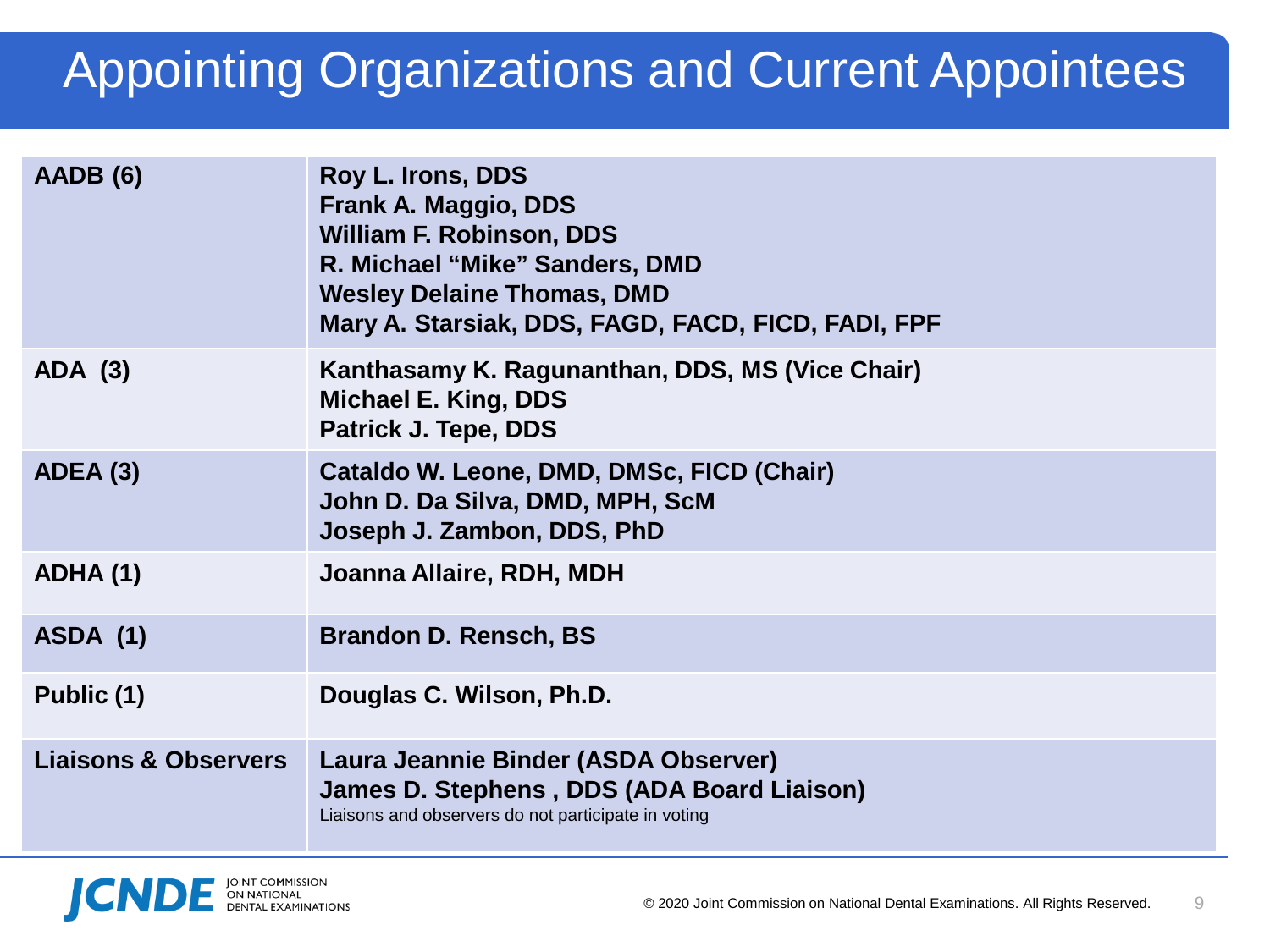# Appointing Organizations and Current Appointees

| Organization | Appointees |
|---|---|
| **AADB (6)** | **Roy L. Irons, DDS**<br>**Frank A. Maggio, DDS**<br>**William F. Robinson, DDS**<br>**R. Michael "Mike" Sanders, DMD**<br>**Wesley Delaine Thomas, DMD**<br>**Mary A. Starsiak, DDS, FAGD, FACD, FICD, FADI, FPF** |
| **ADA (3)** | **Kanthasamy K. Ragunanthan, DDS, MS (Vice Chair)**<br>**Michael E. King, DDS**<br>**Patrick J. Tepe, DDS** |
| **ADEA (3)** | **Cataldo W. Leone, DMD, DMSc, FICD (Chair)**<br>**John D. Da Silva, DMD, MPH, ScM**<br>**Joseph J. Zambon, DDS, PhD** |
| **ADHA (1)** | **Joanna Allaire, RDH, MDH** |
| **ASDA (1)** | **Brandon D. Rensch, BS** |
| **Public (1)** | **Douglas C. Wilson, Ph.D.** |
| **Liaisons & Observers** | **Laura Jeannie Binder (ASDA Observer)**<br>**James D. Stephens , DDS (ADA Board Liaison)**<br>Liaisons and observers do not participate in voting |

JCNDE Joint Commission on National Dental Examinations

© 2020 Joint Commission on National Dental Examinations. All Rights Reserved.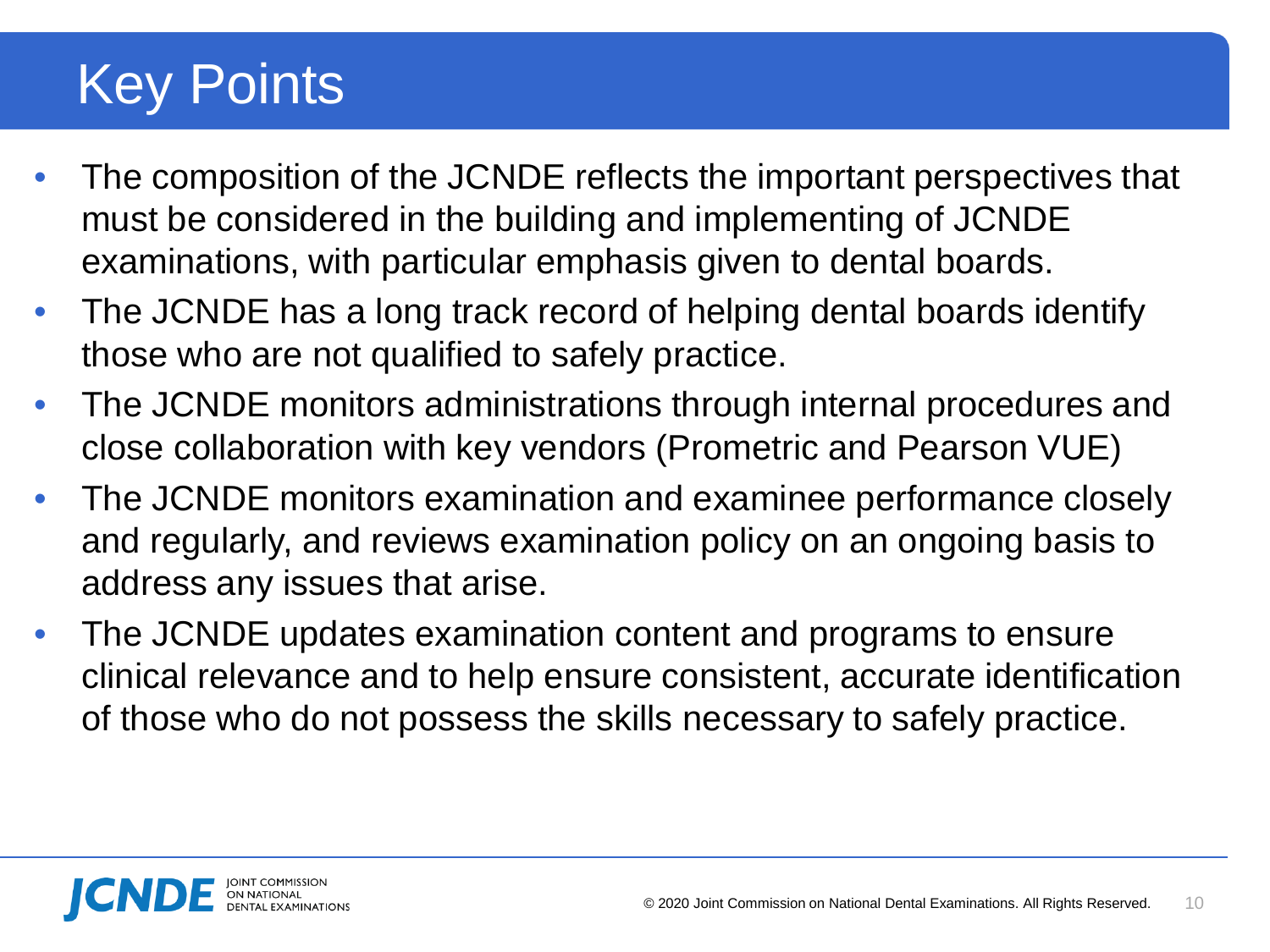# Key Points

- The composition of the JCNDE reflects the important perspectives that must be considered in the building and implementing of JCNDE examinations, with particular emphasis given to dental boards.
- The JCNDE has a long track record of helping dental boards identify those who are not qualified to safely practice.
- The JCNDE monitors administrations through internal procedures and close collaboration with key vendors (Prometric and Pearson VUE)
- The JCNDE monitors examination and examinee performance closely and regularly, and reviews examination policy on an ongoing basis to address any issues that arise.
- The JCNDE updates examination content and programs to ensure clinical relevance and to help ensure consistent, accurate identification of those who do not possess the skills necessary to safely practice.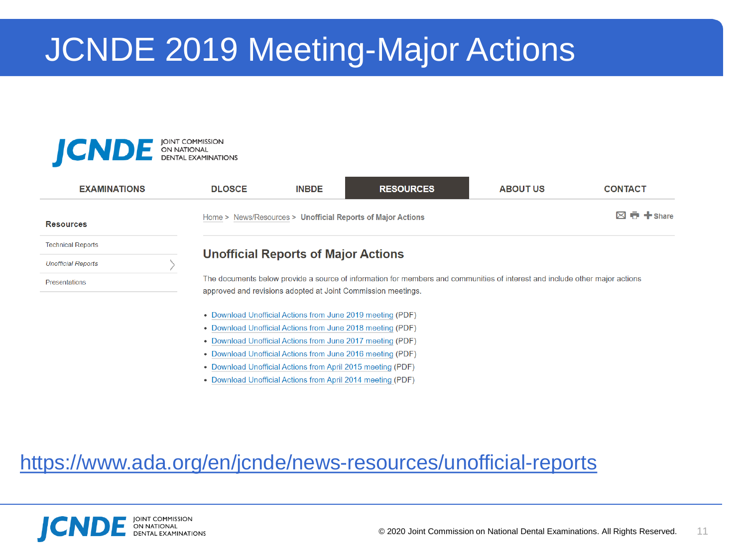# JCNDE 2019 Meeting-Major Actions

JCNDE JOINT COMMISSION ON NATIONAL DENTAL EXAMINATIONS

EXAMINATIONS | DLOSCE | INBDE | RESOURCES | ABOUT US | CONTACT

Home > News/Resources > Unofficial Reports of Major Actions

**Resources**

- Technical Reports
- *Unofficial Reports*
- Presentations

## Unofficial Reports of Major Actions

The documents below provide a source of information for members and communities of interest and include other major actions approved and revisions adopted at Joint Commission meetings.

- Download Unofficial Actions from June 2019 meeting (PDF)
- Download Unofficial Actions from June 2018 meeting (PDF)
- Download Unofficial Actions from June 2017 meeting (PDF)
- Download Unofficial Actions from June 2016 meeting (PDF)
- Download Unofficial Actions from April 2015 meeting (PDF)
- Download Unofficial Actions from April 2014 meeting (PDF)

https://www.ada.org/en/jcnde/news-resources/unofficial-reports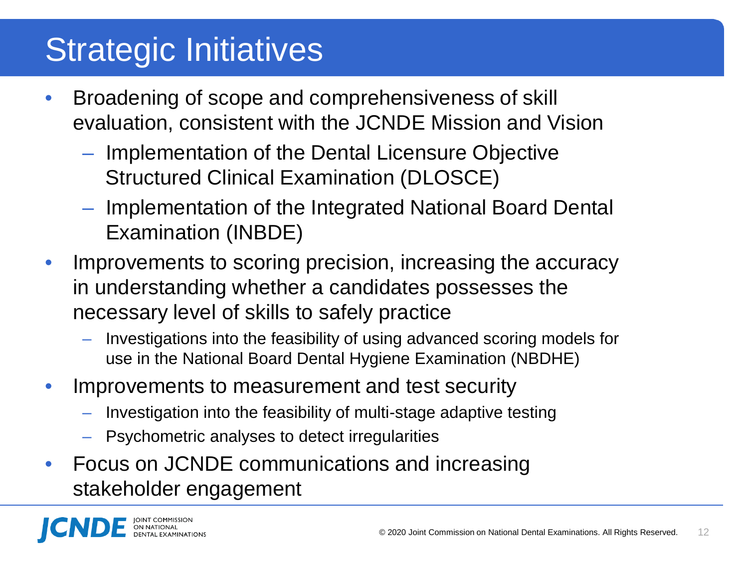# Strategic Initiatives

- Broadening of scope and comprehensiveness of skill evaluation, consistent with the JCNDE Mission and Vision
  - Implementation of the Dental Licensure Objective Structured Clinical Examination (DLOSCE)
  - Implementation of the Integrated National Board Dental Examination (INBDE)
- Improvements to scoring precision, increasing the accuracy in understanding whether a candidates possesses the necessary level of skills to safely practice
  - Investigations into the feasibility of using advanced scoring models for use in the National Board Dental Hygiene Examination (NBDHE)
- Improvements to measurement and test security
  - Investigation into the feasibility of multi-stage adaptive testing
  - Psychometric analyses to detect irregularities
- Focus on JCNDE communications and increasing stakeholder engagement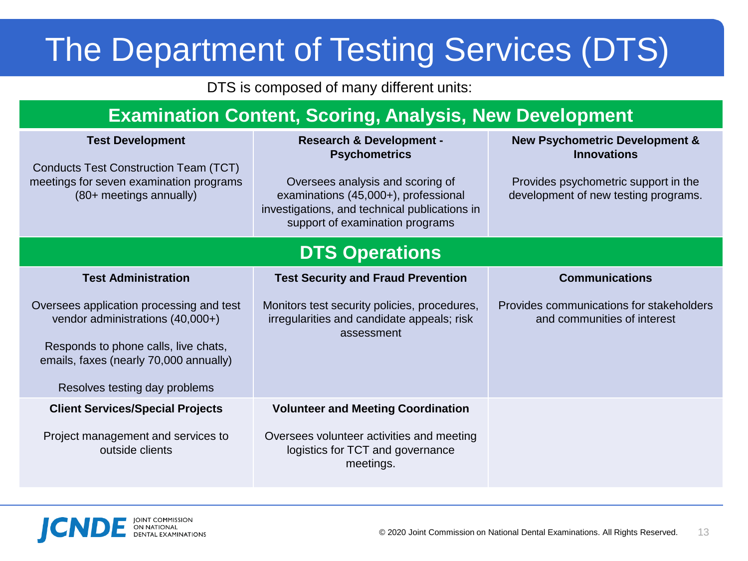# The Department of Testing Services (DTS)

DTS is composed of many different units:

## Examination Content, Scoring, Analysis, New Development

| Test Development | Research & Development - Psychometrics | New Psychometric Development & Innovations |
|---|---|---|
| Conducts Test Construction Team (TCT) meetings for seven examination programs (80+ meetings annually) | Oversees analysis and scoring of examinations (45,000+), professional investigations, and technical publications in support of examination programs | Provides psychometric support in the development of new testing programs. |

## DTS Operations

| Test Administration | Test Security and Fraud Prevention | Communications |
|---|---|---|
| Oversees application processing and test vendor administrations (40,000+)<br><br>Responds to phone calls, live chats, emails, faxes (nearly 70,000 annually)<br><br>Resolves testing day problems | Monitors test security policies, procedures, irregularities and candidate appeals; risk assessment | Provides communications for stakeholders and communities of interest |
| **Client Services/Special Projects**<br><br>Project management and services to outside clients | **Volunteer and Meeting Coordination**<br><br>Oversees volunteer activities and meeting logistics for TCT and governance meetings. | |

© 2020 Joint Commission on National Dental Examinations. All Rights Reserved.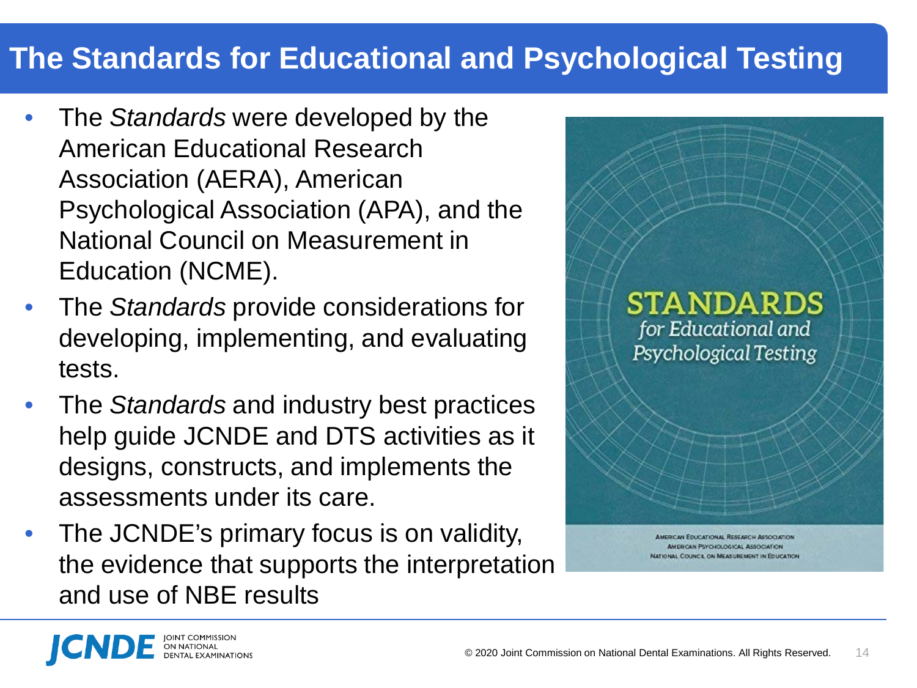# The Standards for Educational and Psychological Testing

- The *Standards* were developed by the American Educational Research Association (AERA), American Psychological Association (APA), and the National Council on Measurement in Education (NCME).
- The *Standards* provide considerations for developing, implementing, and evaluating tests.
- The *Standards* and industry best practices help guide JCNDE and DTS activities as it designs, constructs, and implements the assessments under its care.
- The JCNDE's primary focus is on validity, the evidence that supports the interpretation and use of NBE results

© 2020 Joint Commission on National Dental Examinations. All Rights Reserved.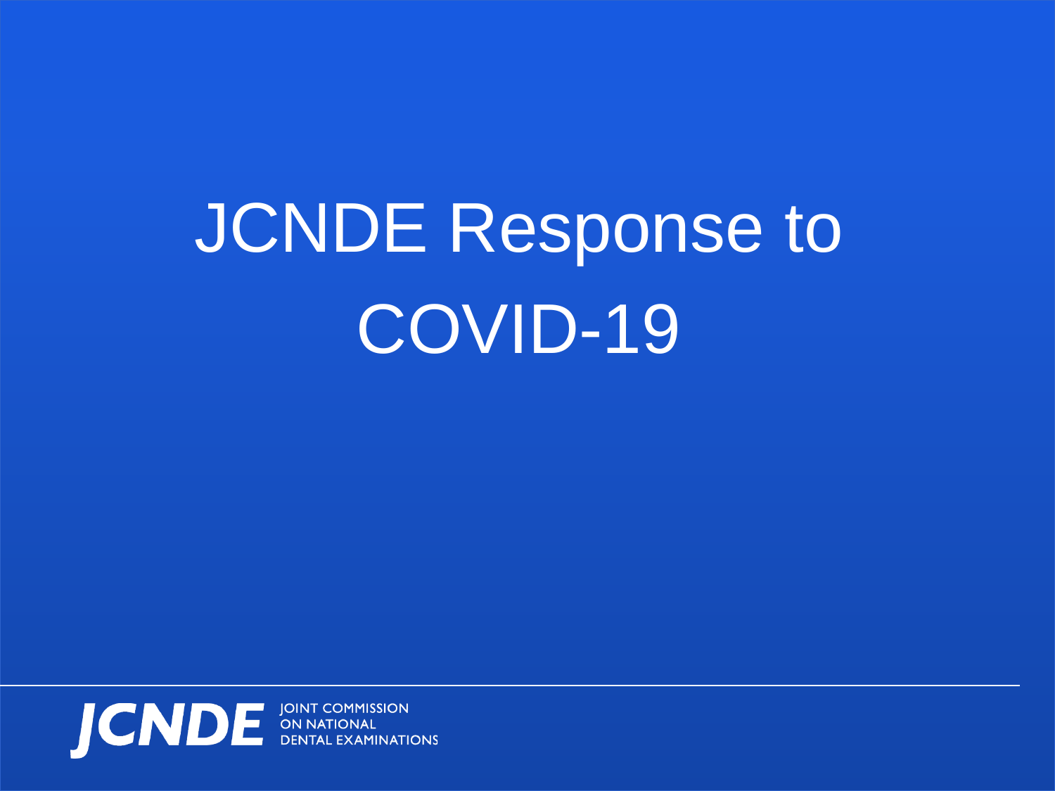# JCNDE Response to COVID-19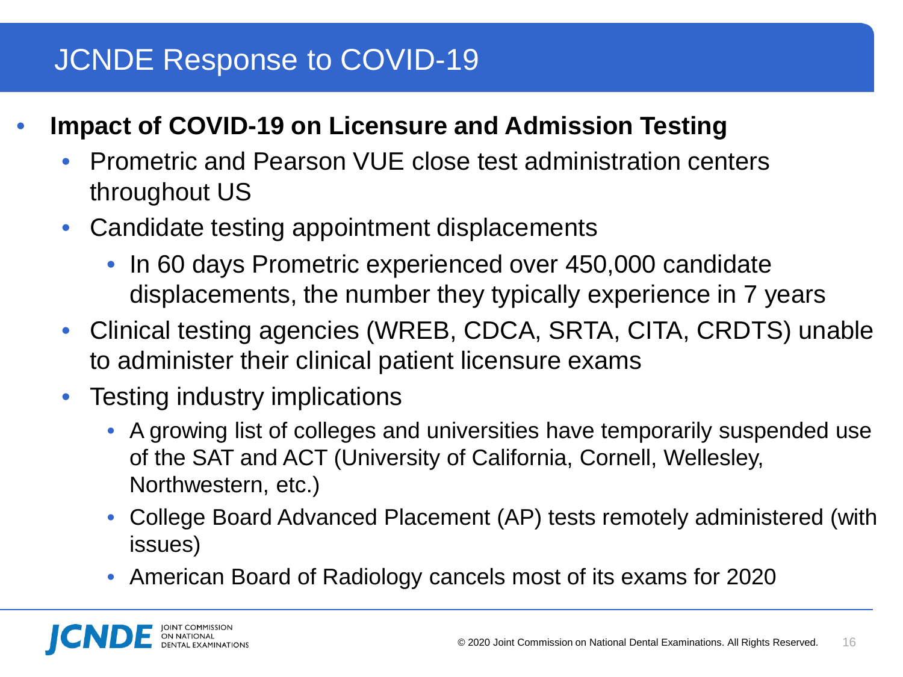# JCNDE Response to COVID-19

- **Impact of COVID-19 on Licensure and Admission Testing**
  - Prometric and Pearson VUE close test administration centers throughout US
  - Candidate testing appointment displacements
    - In 60 days Prometric experienced over 450,000 candidate displacements, the number they typically experience in 7 years
  - Clinical testing agencies (WREB, CDCA, SRTA, CITA, CRDTS) unable to administer their clinical patient licensure exams
  - Testing industry implications
    - A growing list of colleges and universities have temporarily suspended use of the SAT and ACT (University of California, Cornell, Wellesley, Northwestern, etc.)
    - College Board Advanced Placement (AP) tests remotely administered (with issues)
    - American Board of Radiology cancels most of its exams for 2020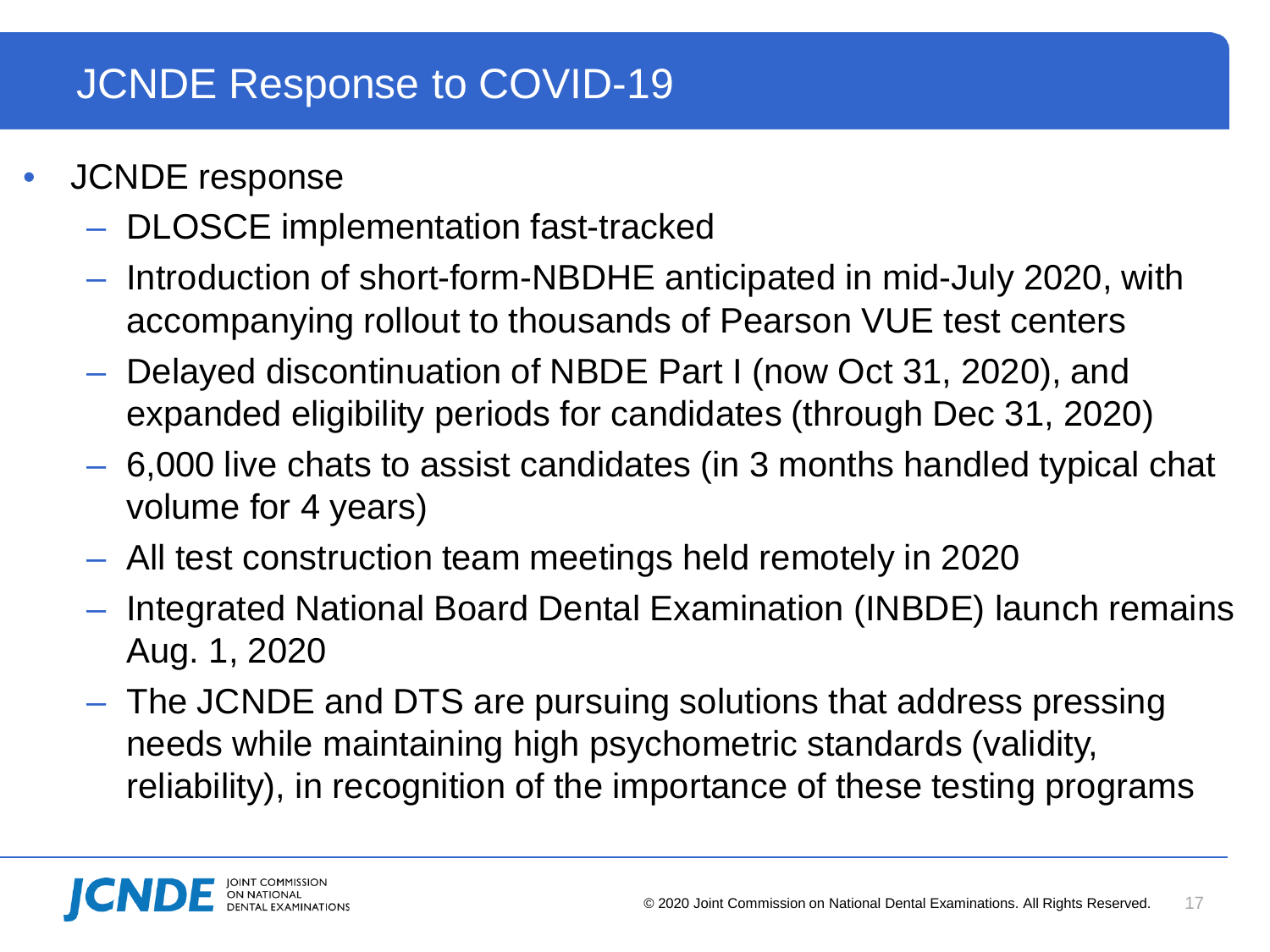# JCNDE Response to COVID-19

- JCNDE response
  - DLOSCE implementation fast-tracked
  - Introduction of short-form-NBDHE anticipated in mid-July 2020, with accompanying rollout to thousands of Pearson VUE test centers
  - Delayed discontinuation of NBDE Part I (now Oct 31, 2020), and expanded eligibility periods for candidates (through Dec 31, 2020)
  - 6,000 live chats to assist candidates (in 3 months handled typical chat volume for 4 years)
  - All test construction team meetings held remotely in 2020
  - Integrated National Board Dental Examination (INBDE) launch remains Aug. 1, 2020
  - The JCNDE and DTS are pursuing solutions that address pressing needs while maintaining high psychometric standards (validity, reliability), in recognition of the importance of these testing programs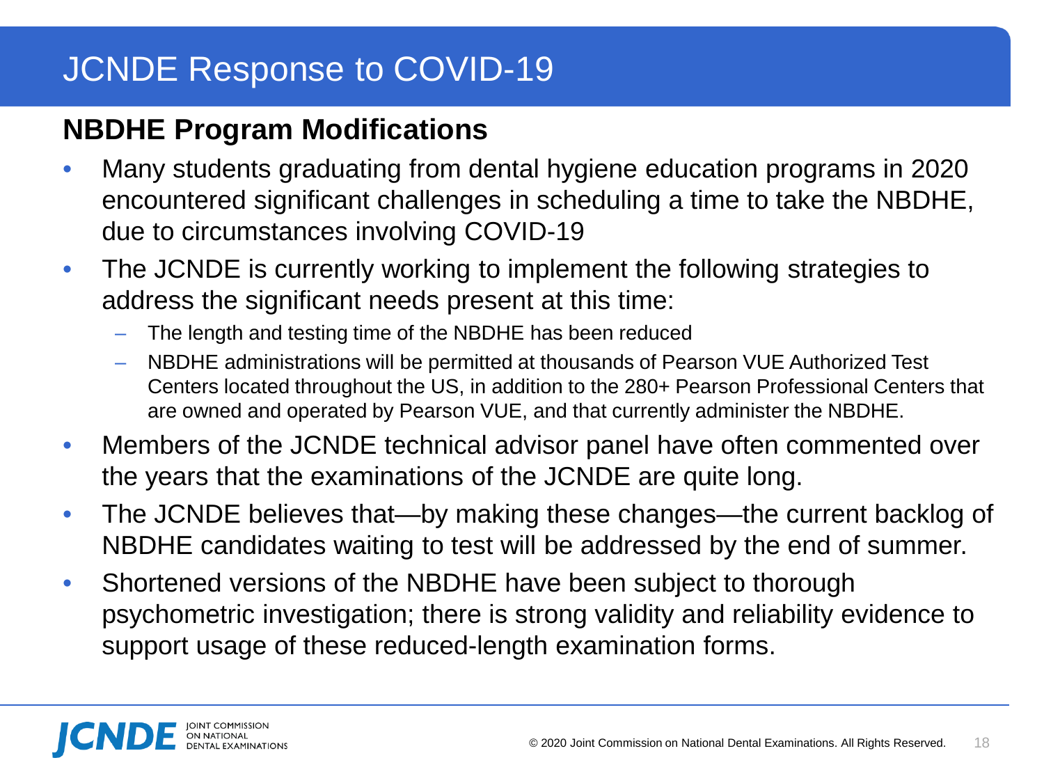# JCNDE Response to COVID-19

## NBDHE Program Modifications

- Many students graduating from dental hygiene education programs in 2020 encountered significant challenges in scheduling a time to take the NBDHE, due to circumstances involving COVID-19
- The JCNDE is currently working to implement the following strategies to address the significant needs present at this time:
  - The length and testing time of the NBDHE has been reduced
  - NBDHE administrations will be permitted at thousands of Pearson VUE Authorized Test Centers located throughout the US, in addition to the 280+ Pearson Professional Centers that are owned and operated by Pearson VUE, and that currently administer the NBDHE.
- Members of the JCNDE technical advisor panel have often commented over the years that the examinations of the JCNDE are quite long.
- The JCNDE believes that—by making these changes—the current backlog of NBDHE candidates waiting to test will be addressed by the end of summer.
- Shortened versions of the NBDHE have been subject to thorough psychometric investigation; there is strong validity and reliability evidence to support usage of these reduced-length examination forms.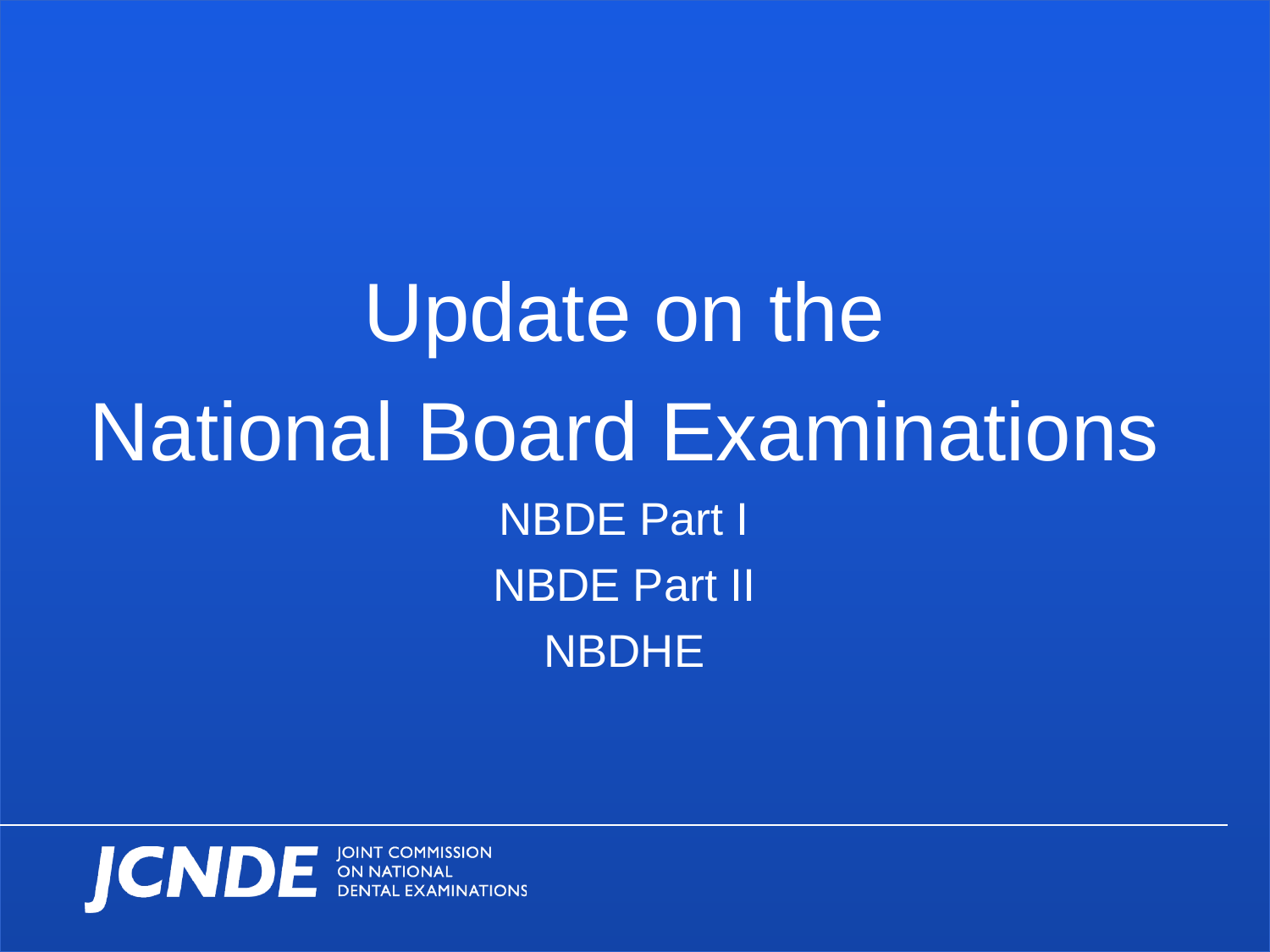# Update on the National Board Examinations

NBDE Part I

NBDE Part II

NBDHE

JCNDE JOINT COMMISSION ON NATIONAL DENTAL EXAMINATIONS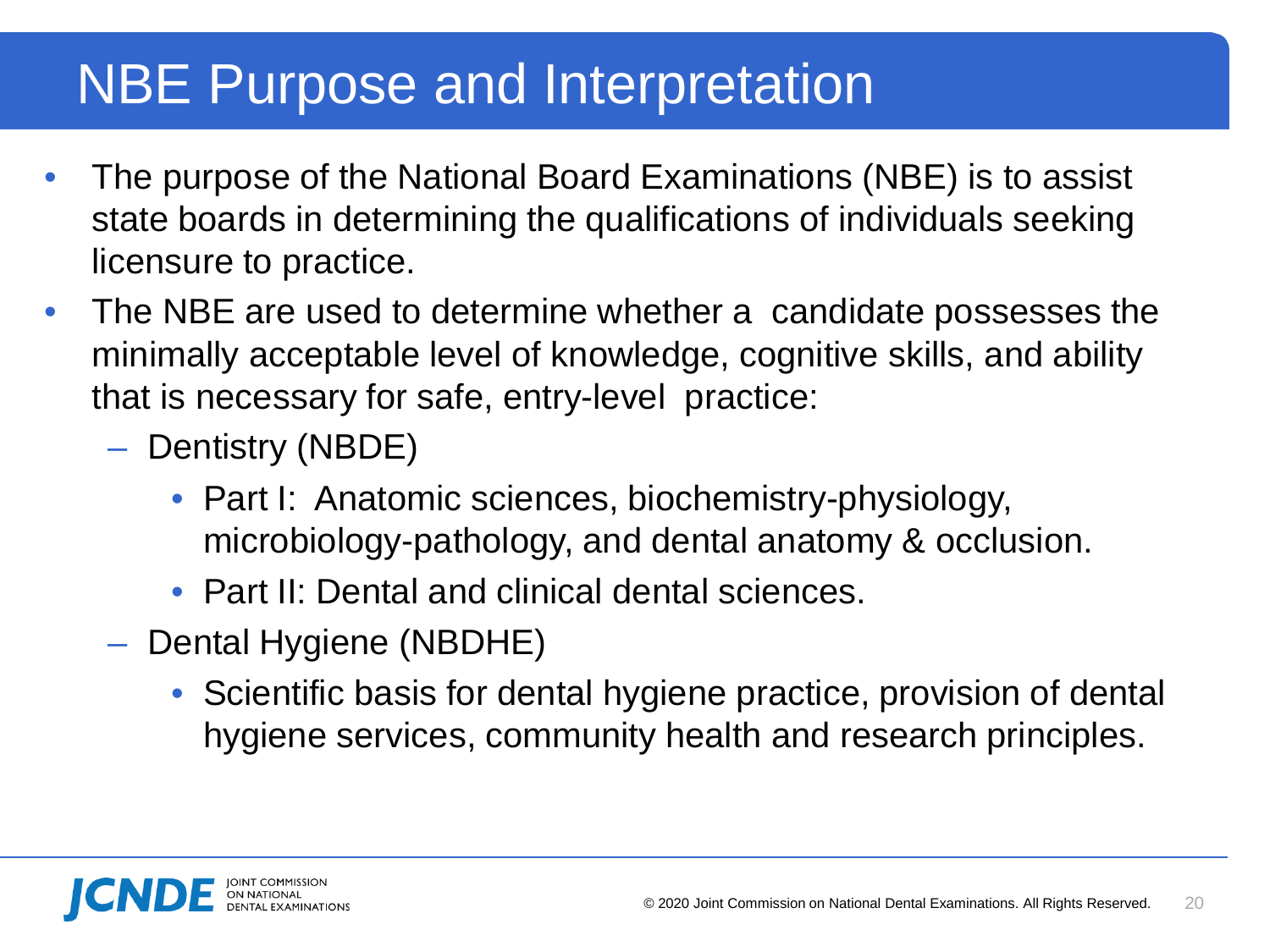# NBE Purpose and Interpretation

- The purpose of the National Board Examinations (NBE) is to assist state boards in determining the qualifications of individuals seeking licensure to practice.
- The NBE are used to determine whether a candidate possesses the minimally acceptable level of knowledge, cognitive skills, and ability that is necessary for safe, entry-level practice:
  - Dentistry (NBDE)
    - Part I: Anatomic sciences, biochemistry-physiology, microbiology-pathology, and dental anatomy & occlusion.
    - Part II: Dental and clinical dental sciences.
  - Dental Hygiene (NBDHE)
    - Scientific basis for dental hygiene practice, provision of dental hygiene services, community health and research principles.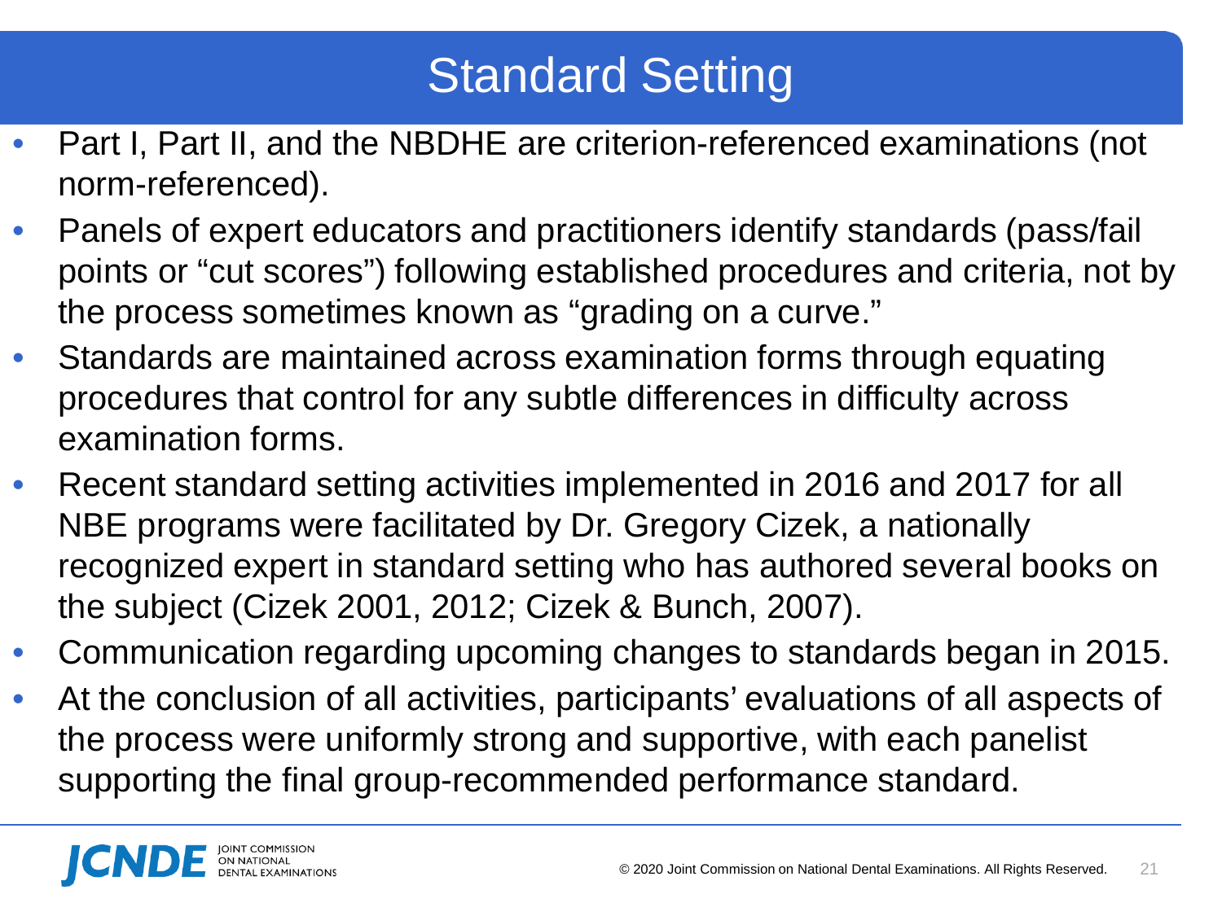# Standard Setting

- Part I, Part II, and the NBDHE are criterion-referenced examinations (not norm-referenced).
- Panels of expert educators and practitioners identify standards (pass/fail points or “cut scores”) following established procedures and criteria, not by the process sometimes known as “grading on a curve.”
- Standards are maintained across examination forms through equating procedures that control for any subtle differences in difficulty across examination forms.
- Recent standard setting activities implemented in 2016 and 2017 for all NBE programs were facilitated by Dr. Gregory Cizek, a nationally recognized expert in standard setting who has authored several books on the subject (Cizek 2001, 2012; Cizek & Bunch, 2007).
- Communication regarding upcoming changes to standards began in 2015.
- At the conclusion of all activities, participants’ evaluations of all aspects of the process were uniformly strong and supportive, with each panelist supporting the final group-recommended performance standard.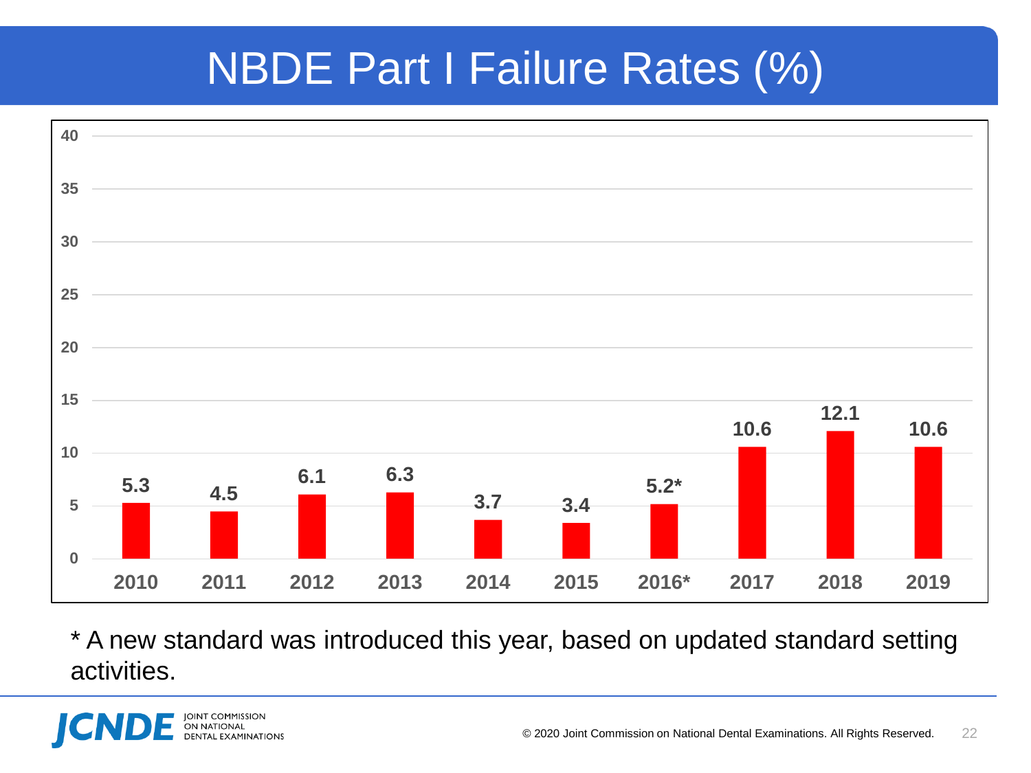# NBDE Part I Failure Rates (%)

| Year | Failure Rate (%) |
|---|---|
| 2010 | 5.3 |
| 2011 | 4.5 |
| 2012 | 6.1 |
| 2013 | 6.3 |
| 2014 | 3.7 |
| 2015 | 3.4 |
| 2016* | 5.2* |
| 2017 | 10.6 |
| 2018 | 12.1 |
| 2019 | 10.6 |

* A new standard was introduced this year, based on updated standard setting activities.

© 2020 Joint Commission on National Dental Examinations. All Rights Reserved.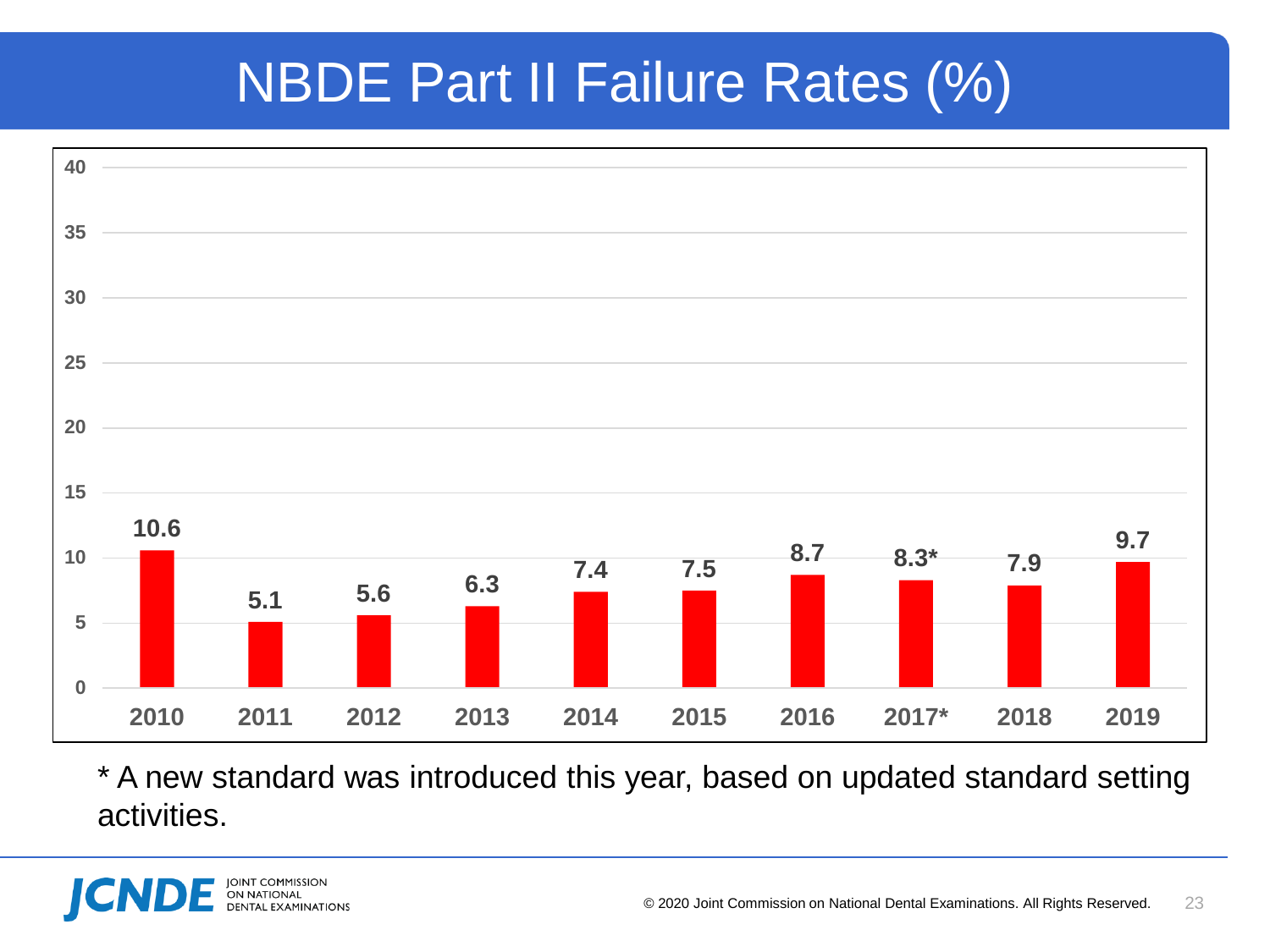# NBDE Part II Failure Rates (%)

| Year | Failure Rate (%) |
|---|---|
| 2010 | 10.6 |
| 2011 | 5.1 |
| 2012 | 5.6 |
| 2013 | 6.3 |
| 2014 | 7.4 |
| 2015 | 7.5 |
| 2016 | 8.7 |
| 2017* | 8.3* |
| 2018 | 7.9 |
| 2019 | 9.7 |

* A new standard was introduced this year, based on updated standard setting activities.

© 2020 Joint Commission on National Dental Examinations. All Rights Reserved.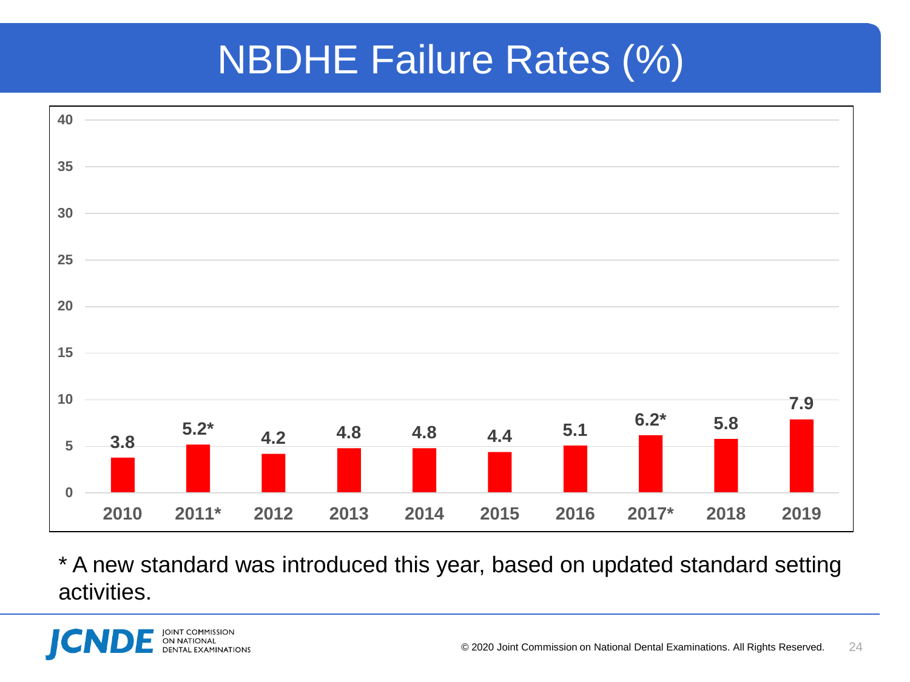# NBDHE Failure Rates (%)

| Year | Failure Rate (%) |
| --- | --- |
| 2010 | 3.8 |
| 2011* | 5.2* |
| 2012 | 4.2 |
| 2013 | 4.8 |
| 2014 | 4.8 |
| 2015 | 4.4 |
| 2016 | 5.1 |
| 2017* | 6.2* |
| 2018 | 5.8 |
| 2019 | 7.9 |

* A new standard was introduced this year, based on updated standard setting activities.

© 2020 Joint Commission on National Dental Examinations. All Rights Reserved.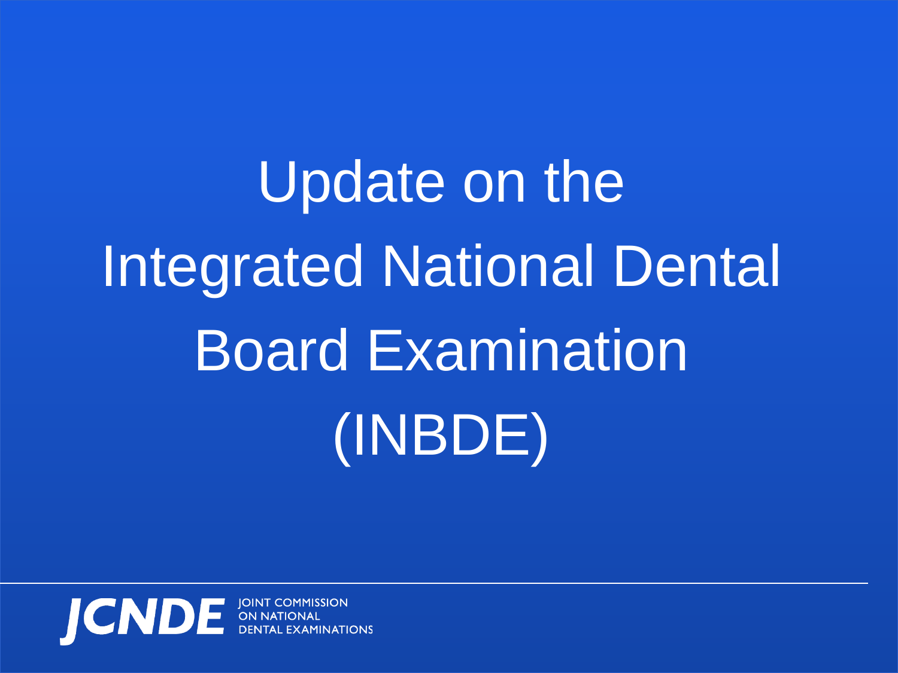# Update on the Integrated National Dental Board Examination (INBDE)

JCNDE JOINT COMMISSION ON NATIONAL DENTAL EXAMINATIONS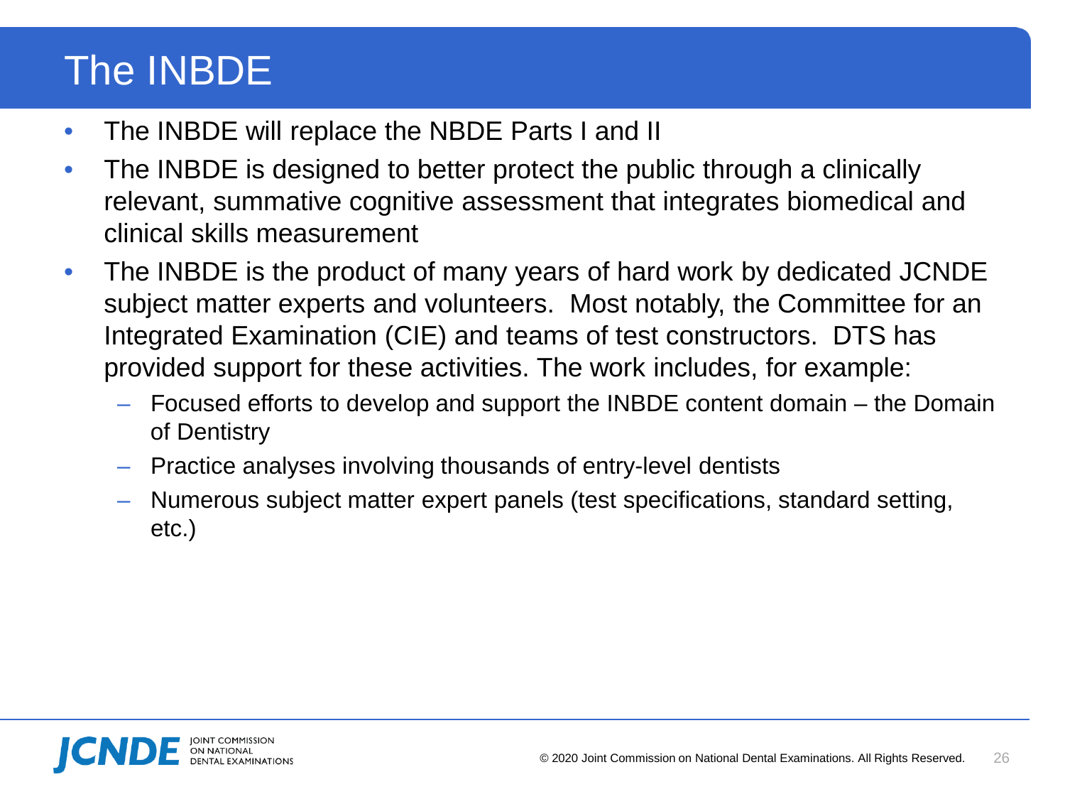# The INBDE

- The INBDE will replace the NBDE Parts I and II
- The INBDE is designed to better protect the public through a clinically relevant, summative cognitive assessment that integrates biomedical and clinical skills measurement
- The INBDE is the product of many years of hard work by dedicated JCNDE subject matter experts and volunteers. Most notably, the Committee for an Integrated Examination (CIE) and teams of test constructors. DTS has provided support for these activities. The work includes, for example:
  - Focused efforts to develop and support the INBDE content domain – the Domain of Dentistry
  - Practice analyses involving thousands of entry-level dentists
  - Numerous subject matter expert panels (test specifications, standard setting, etc.)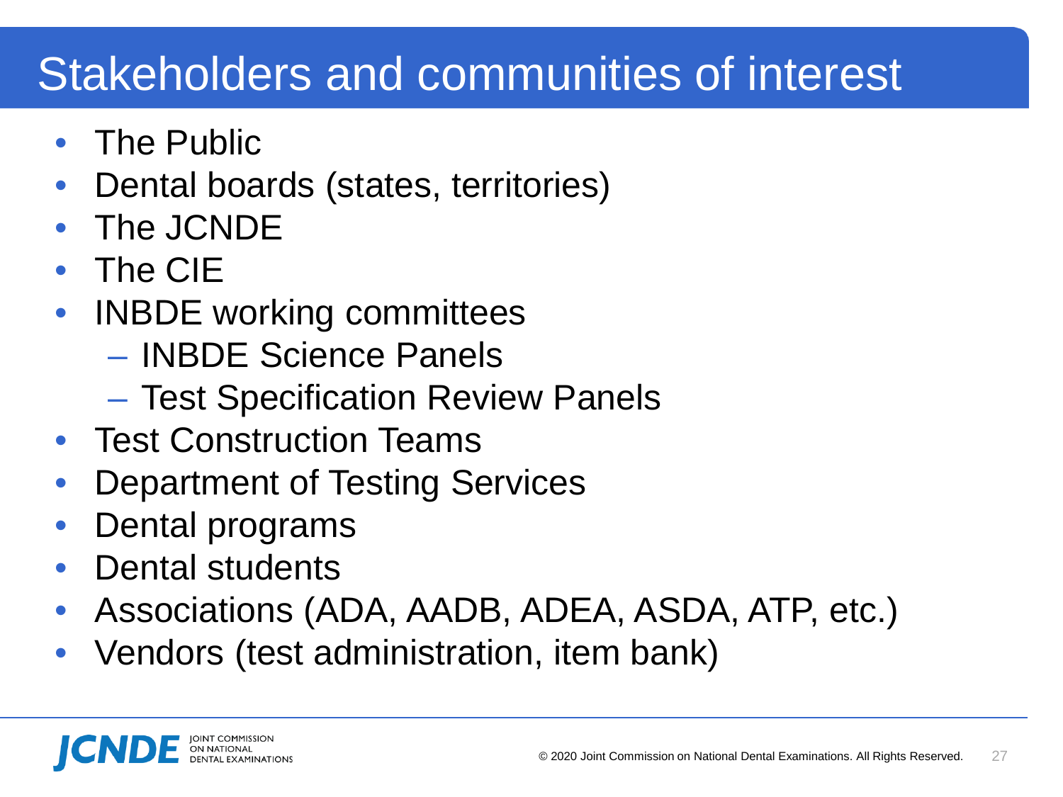# Stakeholders and communities of interest

- The Public
- Dental boards (states, territories)
- The JCNDE
- The CIE
- INBDE working committees
  - INBDE Science Panels
  - Test Specification Review Panels
- Test Construction Teams
- Department of Testing Services
- Dental programs
- Dental students
- Associations (ADA, AADB, ADEA, ASDA, ATP, etc.)
- Vendors (test administration, item bank)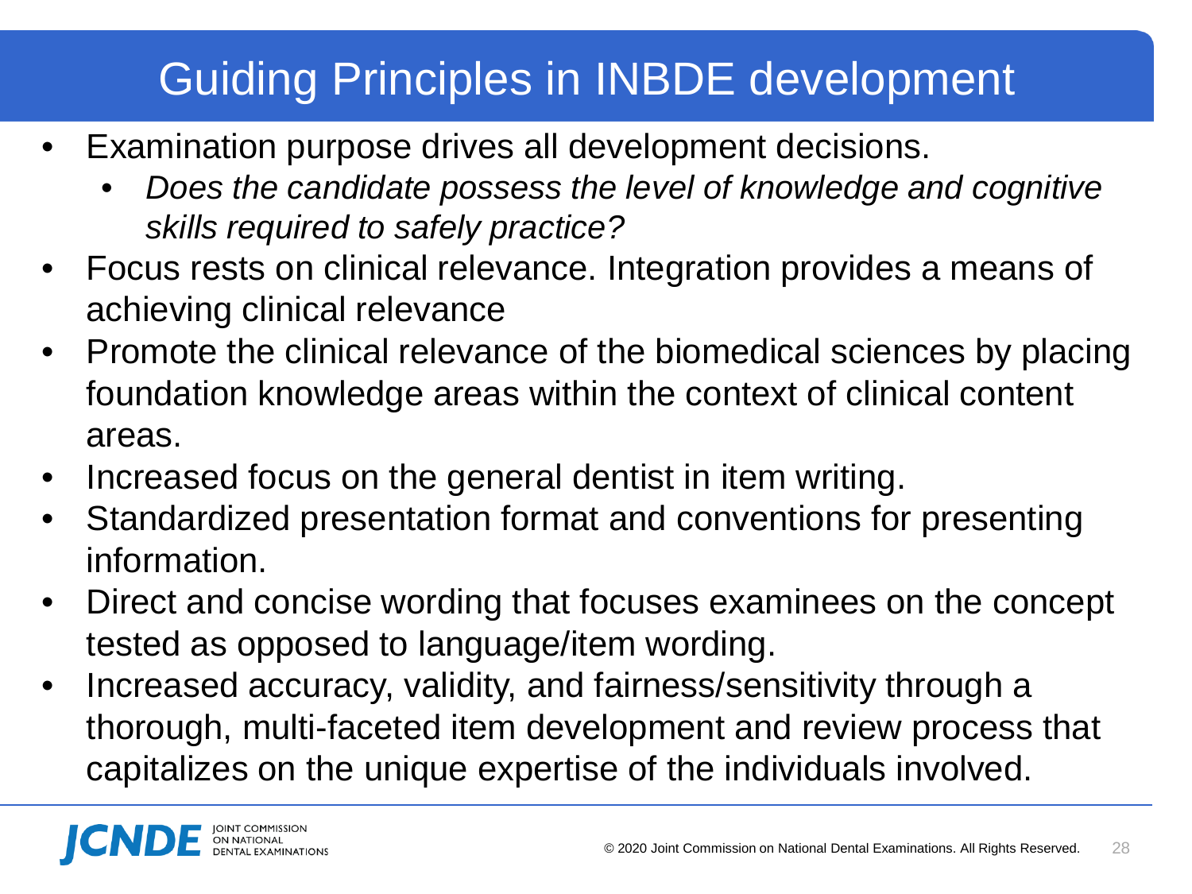# Guiding Principles in INBDE development

- Examination purpose drives all development decisions.
  - *Does the candidate possess the level of knowledge and cognitive skills required to safely practice?*
- Focus rests on clinical relevance. Integration provides a means of achieving clinical relevance
- Promote the clinical relevance of the biomedical sciences by placing foundation knowledge areas within the context of clinical content areas.
- Increased focus on the general dentist in item writing.
- Standardized presentation format and conventions for presenting information.
- Direct and concise wording that focuses examinees on the concept tested as opposed to language/item wording.
- Increased accuracy, validity, and fairness/sensitivity through a thorough, multi-faceted item development and review process that capitalizes on the unique expertise of the individuals involved.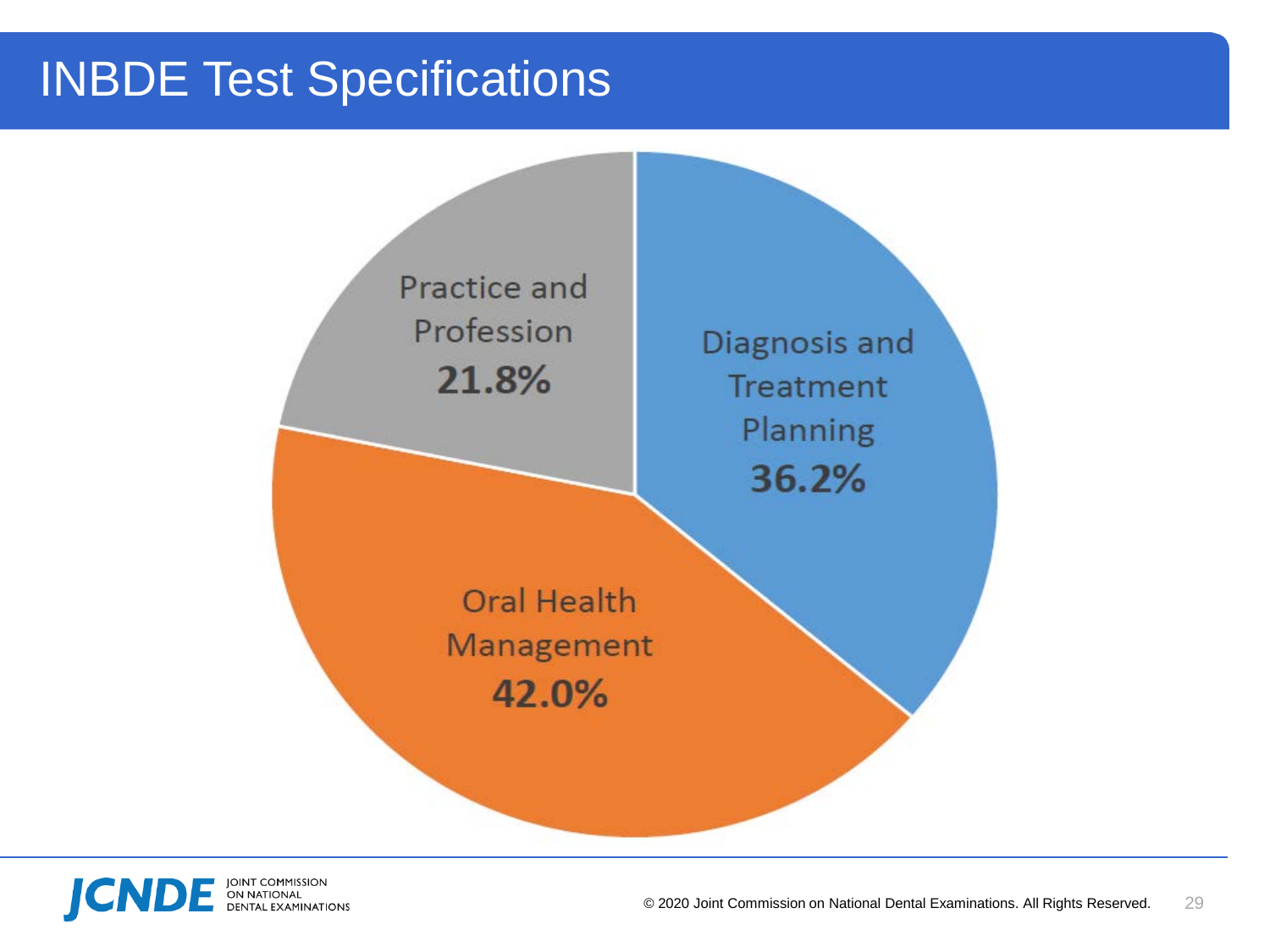# INBDE Test Specifications

Practice and Profession **21.8%**

Diagnosis and Treatment Planning **36.2%**

Oral Health Management **42.0%**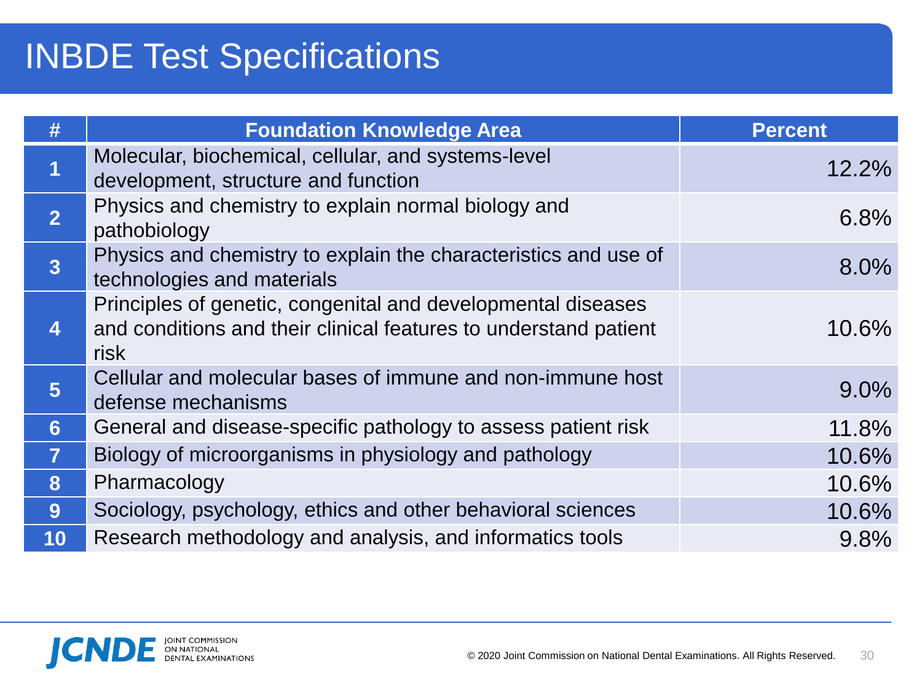# INBDE Test Specifications

| # | Foundation Knowledge Area | Percent |
|---|---|---|
| 1 | Molecular, biochemical, cellular, and systems-level development, structure and function | 12.2% |
| 2 | Physics and chemistry to explain normal biology and pathobiology | 6.8% |
| 3 | Physics and chemistry to explain the characteristics and use of technologies and materials | 8.0% |
| 4 | Principles of genetic, congenital and developmental diseases and conditions and their clinical features to understand patient risk | 10.6% |
| 5 | Cellular and molecular bases of immune and non-immune host defense mechanisms | 9.0% |
| 6 | General and disease-specific pathology to assess patient risk | 11.8% |
| 7 | Biology of microorganisms in physiology and pathology | 10.6% |
| 8 | Pharmacology | 10.6% |
| 9 | Sociology, psychology, ethics and other behavioral sciences | 10.6% |
| 10 | Research methodology and analysis, and informatics tools | 9.8% |

JCNDE JOINT COMMISSION ON NATIONAL DENTAL EXAMINATIONS

© 2020 Joint Commission on National Dental Examinations. All Rights Reserved.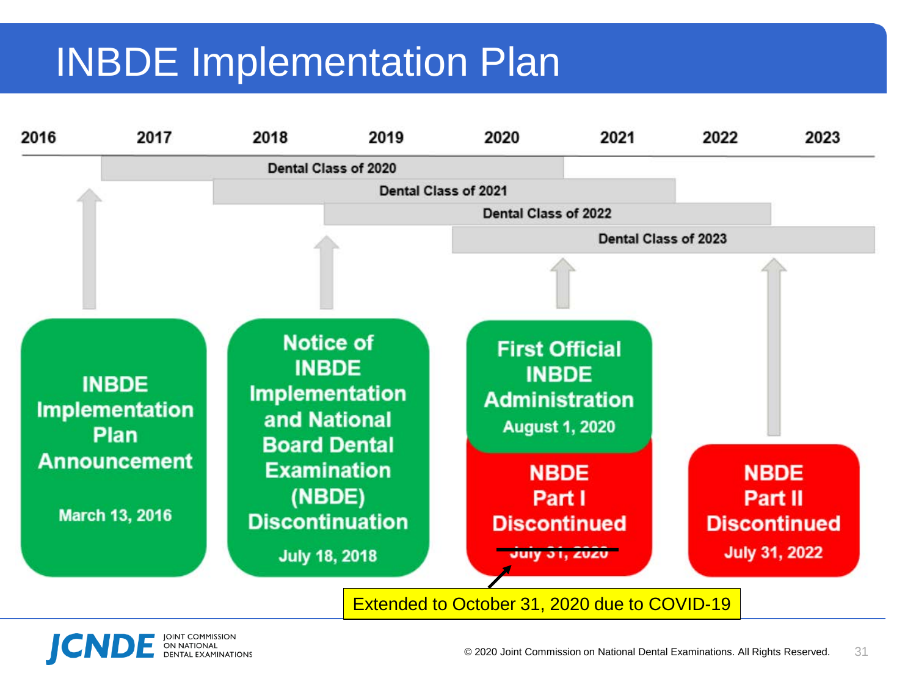# INBDE Implementation Plan

2016 | 2017 | 2018 | 2019 | 2020 | 2021 | 2022 | 2023

Dental Class of 2020

Dental Class of 2021

Dental Class of 2022

Dental Class of 2023

**INBDE Implementation Plan Announcement**

March 13, 2016

**Notice of INBDE Implementation and National Board Dental Examination (NBDE) Discontinuation**

July 18, 2018

**First Official INBDE Administration**

August 1, 2020

**NBDE Part I Discontinued**

~~July 31, 2020~~

Extended to October 31, 2020 due to COVID-19

**NBDE Part II Discontinued**

July 31, 2022

© 2020 Joint Commission on National Dental Examinations. All Rights Reserved.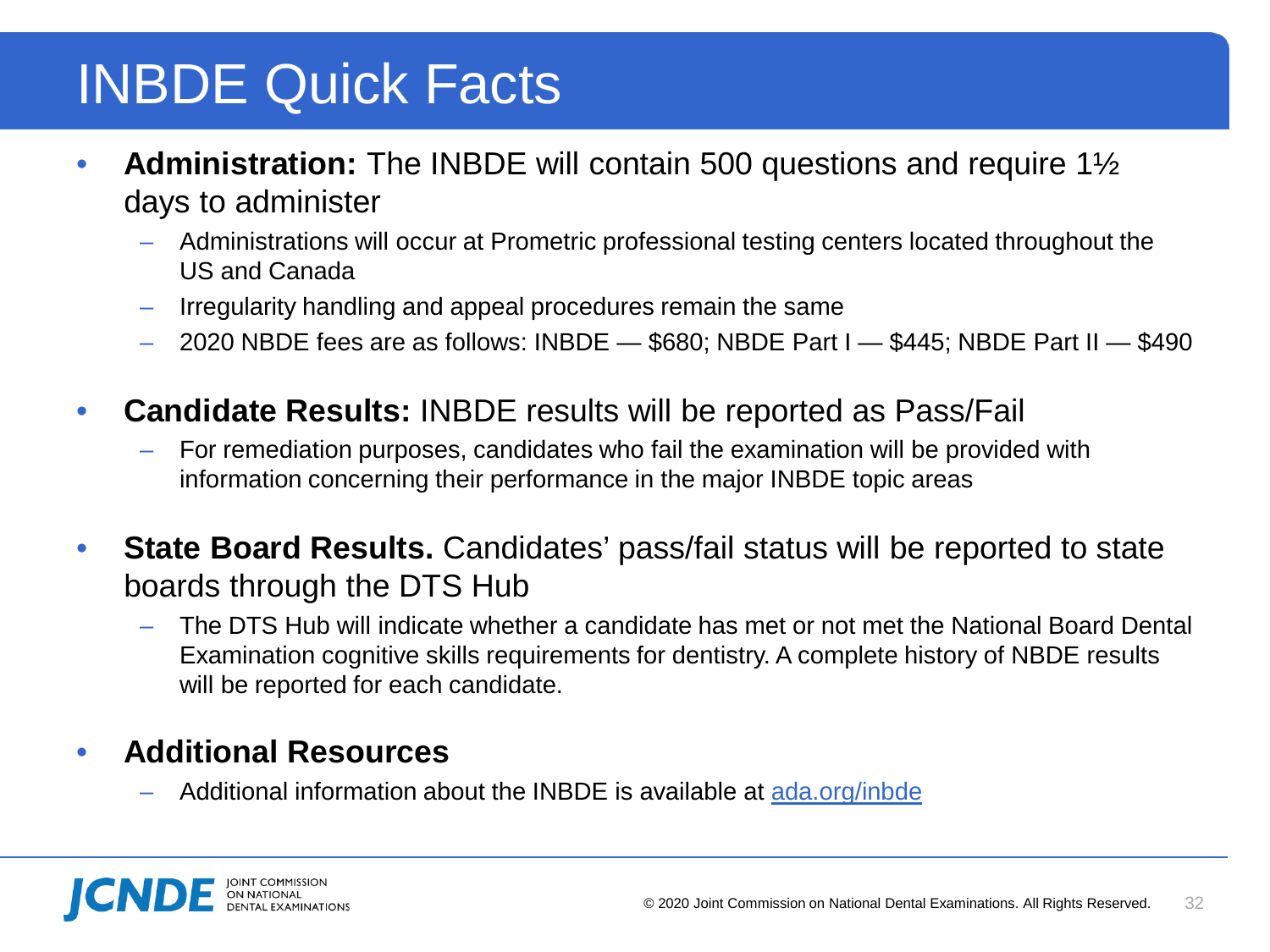# INBDE Quick Facts

- **Administration:** The INBDE will contain 500 questions and require 1½ days to administer
  - Administrations will occur at Prometric professional testing centers located throughout the US and Canada
  - Irregularity handling and appeal procedures remain the same
  - 2020 NBDE fees are as follows: INBDE — $680; NBDE Part I — $445; NBDE Part II — $490
- **Candidate Results:** INBDE results will be reported as Pass/Fail
  - For remediation purposes, candidates who fail the examination will be provided with information concerning their performance in the major INBDE topic areas
- **State Board Results.** Candidates' pass/fail status will be reported to state boards through the DTS Hub
  - The DTS Hub will indicate whether a candidate has met or not met the National Board Dental Examination cognitive skills requirements for dentistry. A complete history of NBDE results will be reported for each candidate.
- **Additional Resources**
  - Additional information about the INBDE is available at [ada.org/inbde](ada.org/inbde)

JCNDE JOINT COMMISSION ON NATIONAL DENTAL EXAMINATIONS

© 2020 Joint Commission on National Dental Examinations. All Rights Reserved.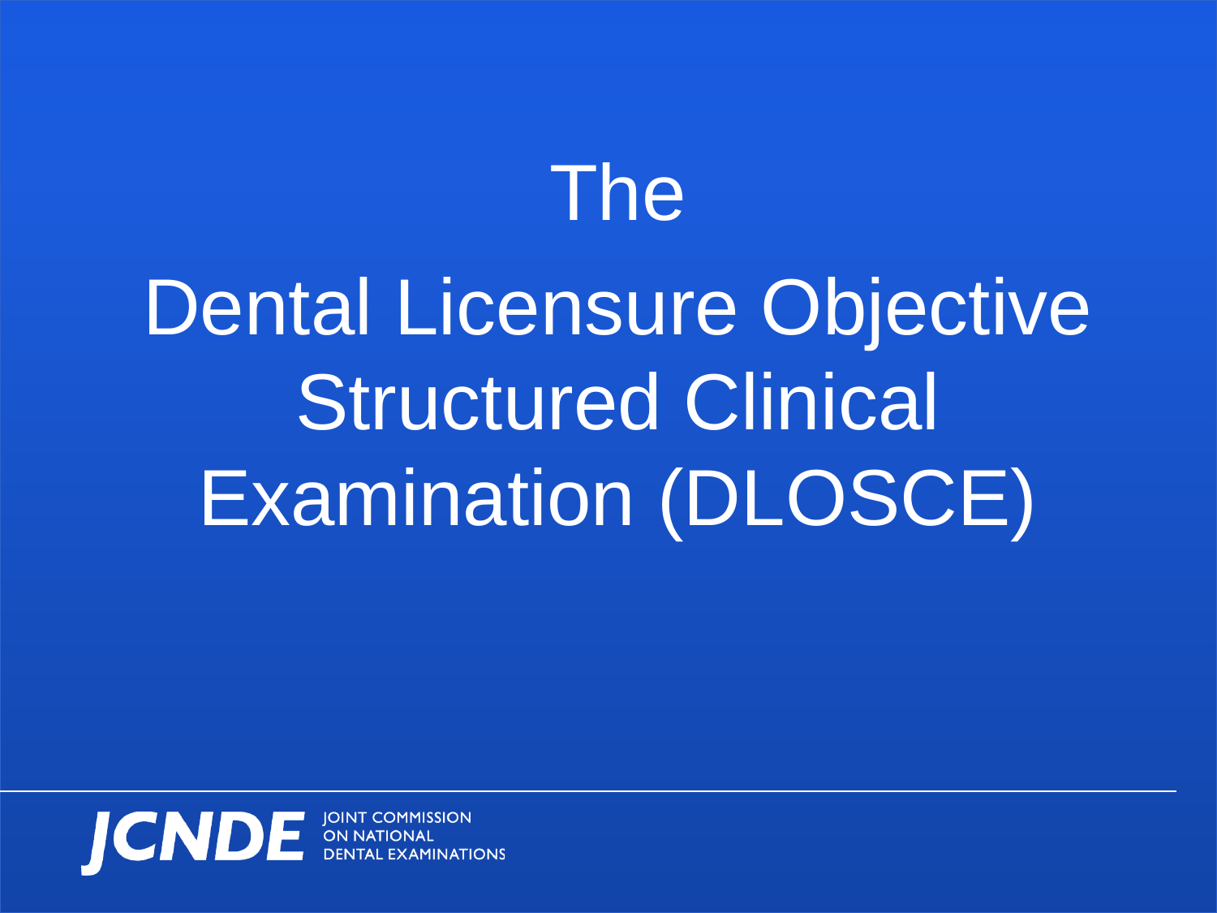# The Dental Licensure Objective Structured Clinical Examination (DLOSCE)

JCNDE JOINT COMMISSION ON NATIONAL DENTAL EXAMINATIONS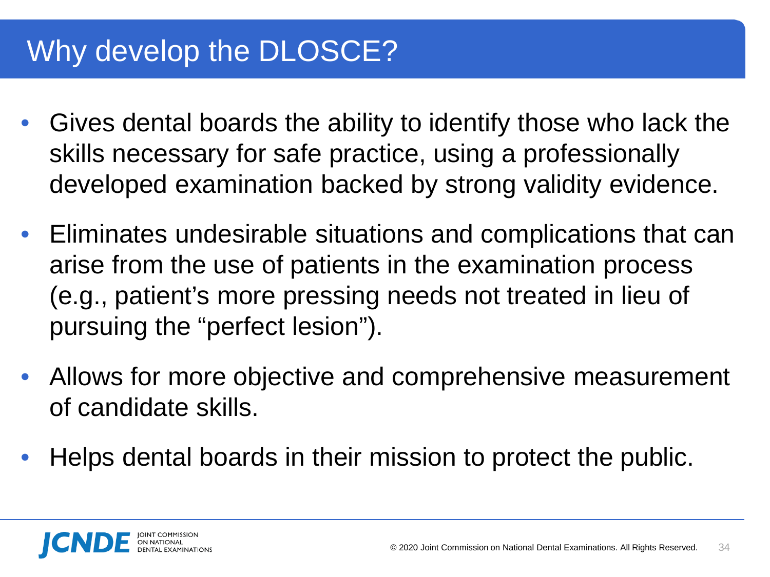# Why develop the DLOSCE?

- Gives dental boards the ability to identify those who lack the skills necessary for safe practice, using a professionally developed examination backed by strong validity evidence.
- Eliminates undesirable situations and complications that can arise from the use of patients in the examination process (e.g., patient's more pressing needs not treated in lieu of pursuing the "perfect lesion").
- Allows for more objective and comprehensive measurement of candidate skills.
- Helps dental boards in their mission to protect the public.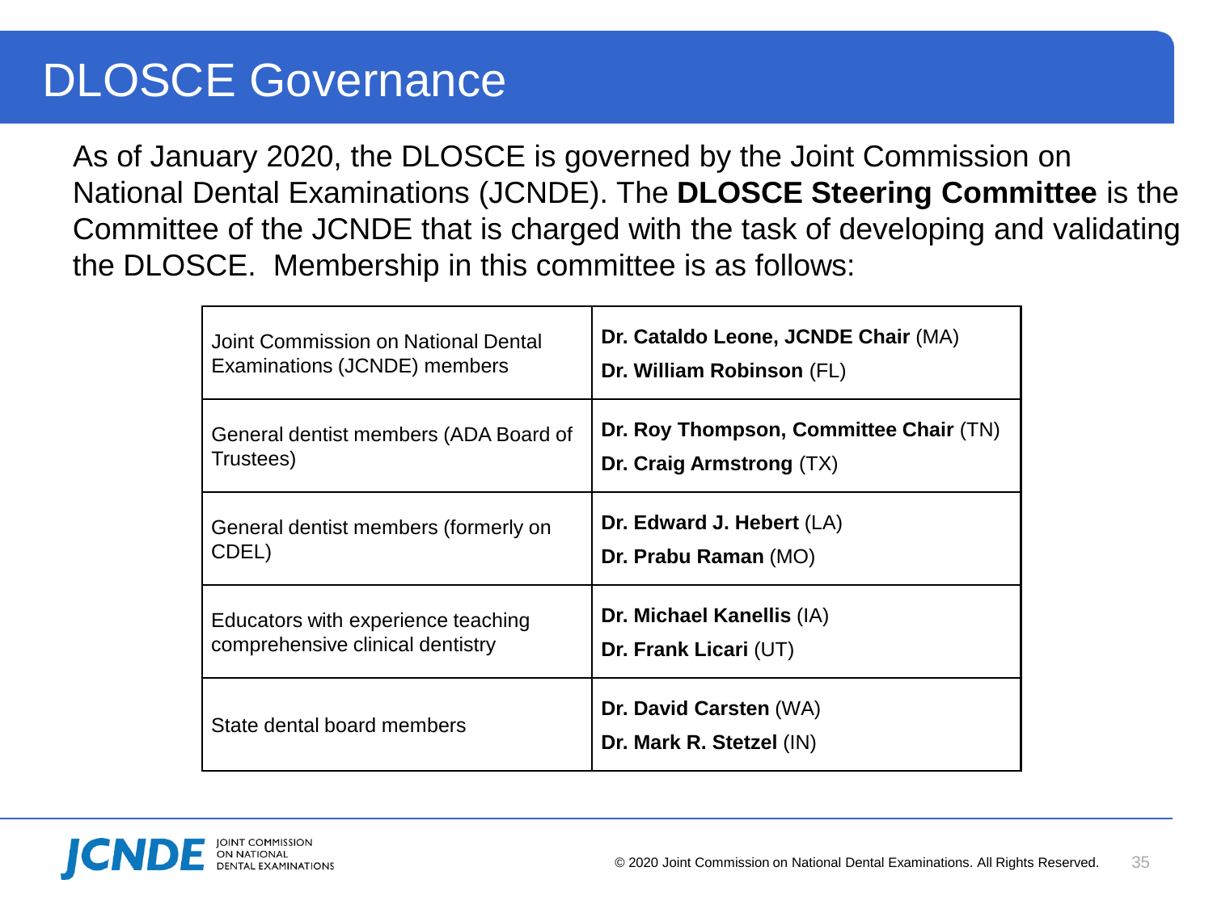# DLOSCE Governance

As of January 2020, the DLOSCE is governed by the Joint Commission on National Dental Examinations (JCNDE). The **DLOSCE Steering Committee** is the Committee of the JCNDE that is charged with the task of developing and validating the DLOSCE. Membership in this committee is as follows:

| Category | Members |
| --- | --- |
| Joint Commission on National Dental Examinations (JCNDE) members | **Dr. Cataldo Leone, JCNDE Chair** (MA)<br>**Dr. William Robinson** (FL) |
| General dentist members (ADA Board of Trustees) | **Dr. Roy Thompson, Committee Chair** (TN)<br>**Dr. Craig Armstrong** (TX) |
| General dentist members (formerly on CDEL) | **Dr. Edward J. Hebert** (LA)<br>**Dr. Prabu Raman** (MO) |
| Educators with experience teaching comprehensive clinical dentistry | **Dr. Michael Kanellis** (IA)<br>**Dr. Frank Licari** (UT) |
| State dental board members | **Dr. David Carsten** (WA)<br>**Dr. Mark R. Stetzel** (IN) |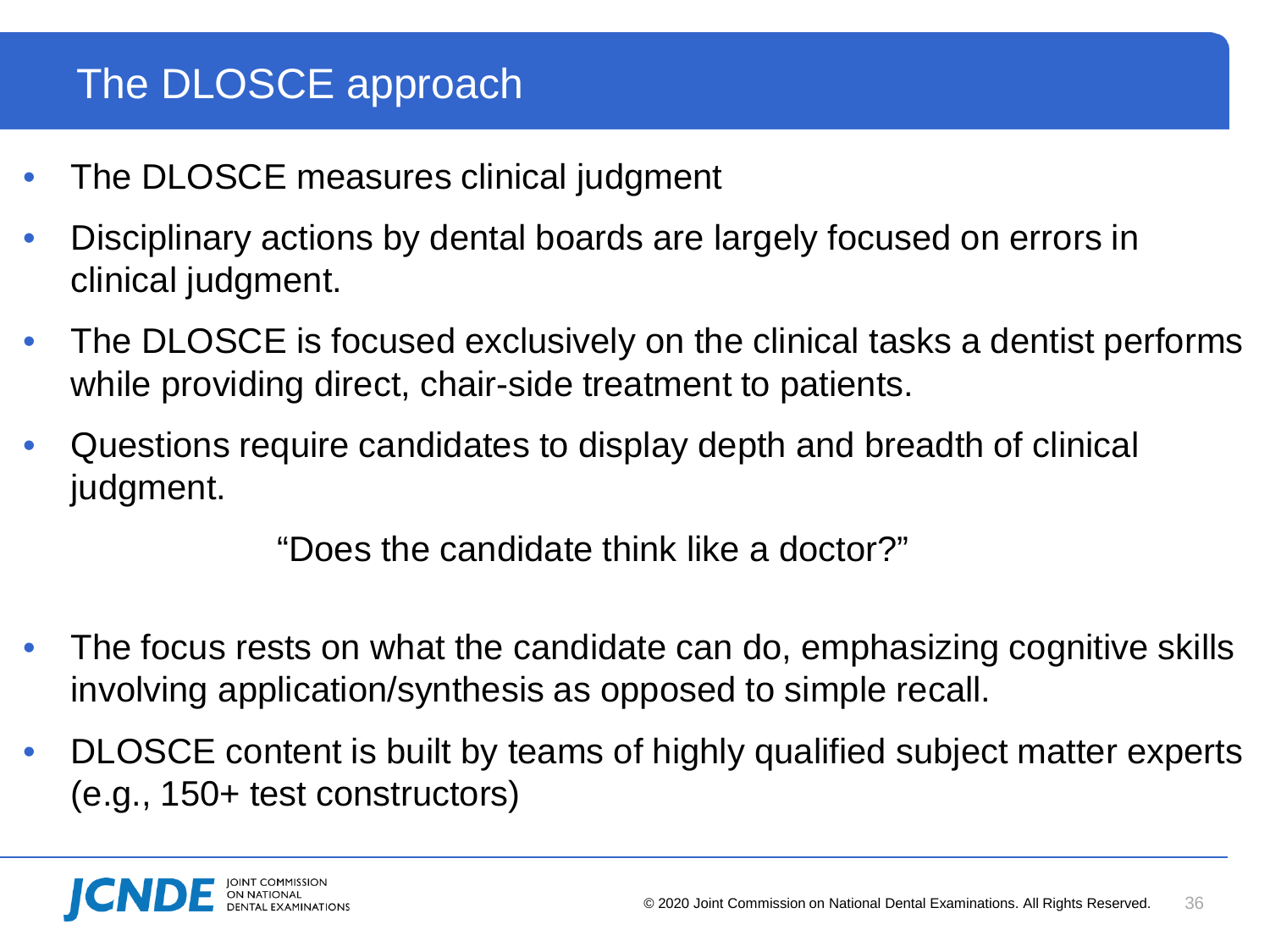# The DLOSCE approach

- The DLOSCE measures clinical judgment
- Disciplinary actions by dental boards are largely focused on errors in clinical judgment.
- The DLOSCE is focused exclusively on the clinical tasks a dentist performs while providing direct, chair-side treatment to patients.
- Questions require candidates to display depth and breadth of clinical judgment.

"Does the candidate think like a doctor?"

- The focus rests on what the candidate can do, emphasizing cognitive skills involving application/synthesis as opposed to simple recall.
- DLOSCE content is built by teams of highly qualified subject matter experts (e.g., 150+ test constructors)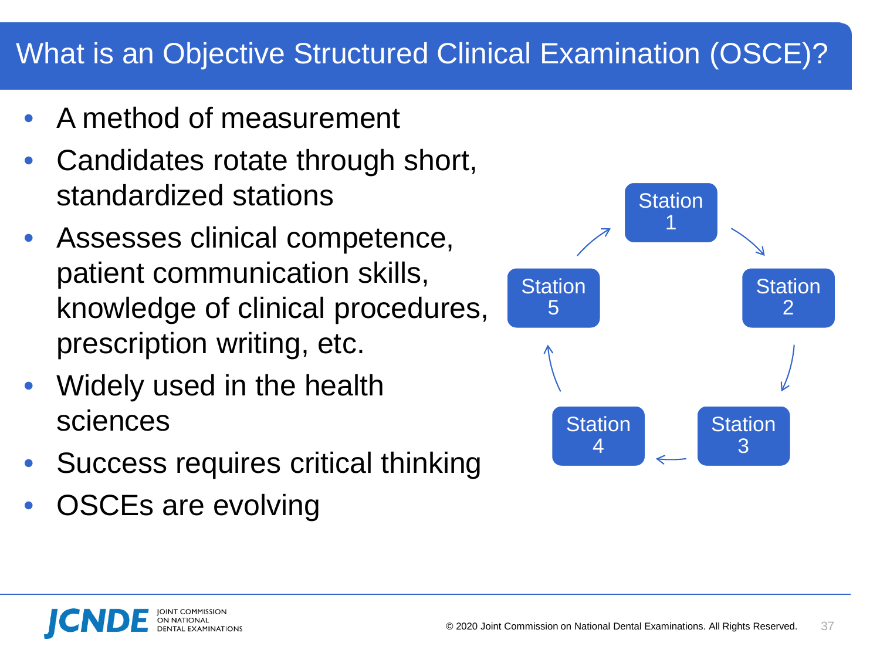# What is an Objective Structured Clinical Examination (OSCE)?

- A method of measurement
- Candidates rotate through short, standardized stations
- Assesses clinical competence, patient communication skills, knowledge of clinical procedures, prescription writing, etc.
- Widely used in the health sciences
- Success requires critical thinking
- OSCEs are evolving

Station 1 → Station 2 → Station 3 → Station 4 → Station 5 → Station 1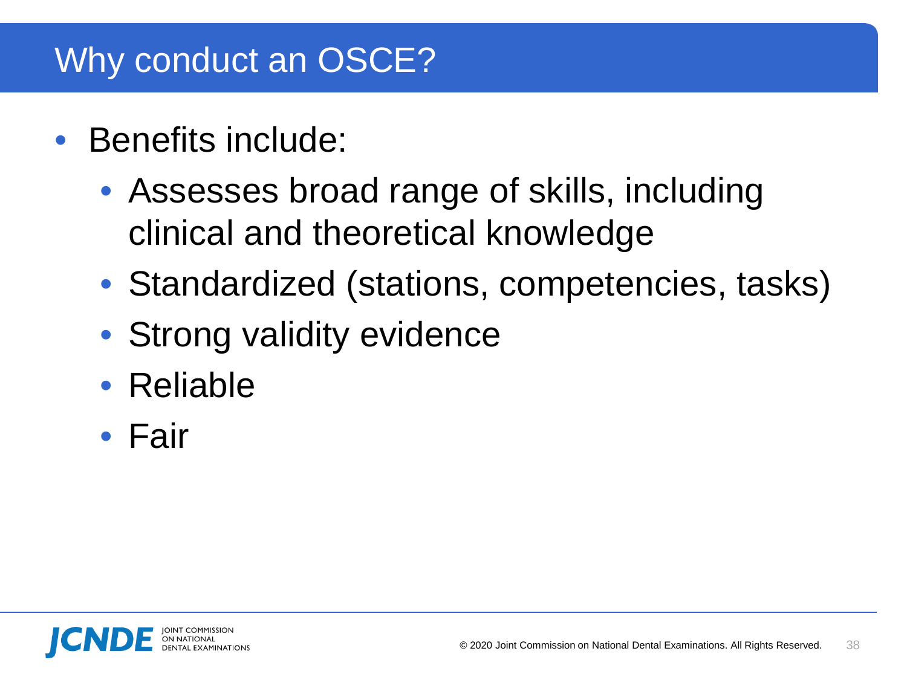# Why conduct an OSCE?

- Benefits include:
  - Assesses broad range of skills, including clinical and theoretical knowledge
  - Standardized (stations, competencies, tasks)
  - Strong validity evidence
  - Reliable
  - Fair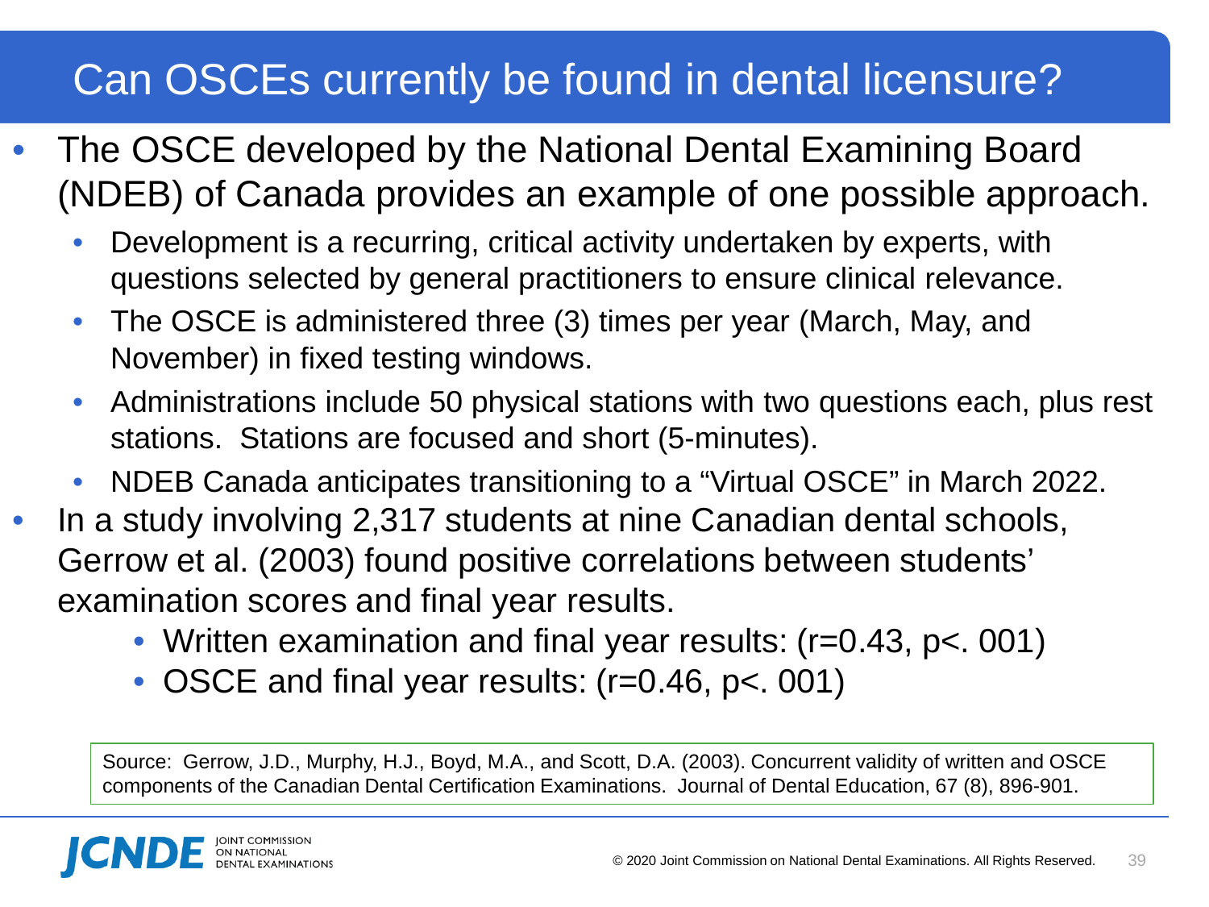# Can OSCEs currently be found in dental licensure?

- The OSCE developed by the National Dental Examining Board (NDEB) of Canada provides an example of one possible approach.
  - Development is a recurring, critical activity undertaken by experts, with questions selected by general practitioners to ensure clinical relevance.
  - The OSCE is administered three (3) times per year (March, May, and November) in fixed testing windows.
  - Administrations include 50 physical stations with two questions each, plus rest stations. Stations are focused and short (5-minutes).
  - NDEB Canada anticipates transitioning to a "Virtual OSCE" in March 2022.
- In a study involving 2,317 students at nine Canadian dental schools, Gerrow et al. (2003) found positive correlations between students' examination scores and final year results.
  - Written examination and final year results: ($r=0.43$, $p<.001$)
  - OSCE and final year results: ($r=0.46$, $p<.001$)

Source: Gerrow, J.D., Murphy, H.J., Boyd, M.A., and Scott, D.A. (2003). Concurrent validity of written and OSCE components of the Canadian Dental Certification Examinations. Journal of Dental Education, 67 (8), 896-901.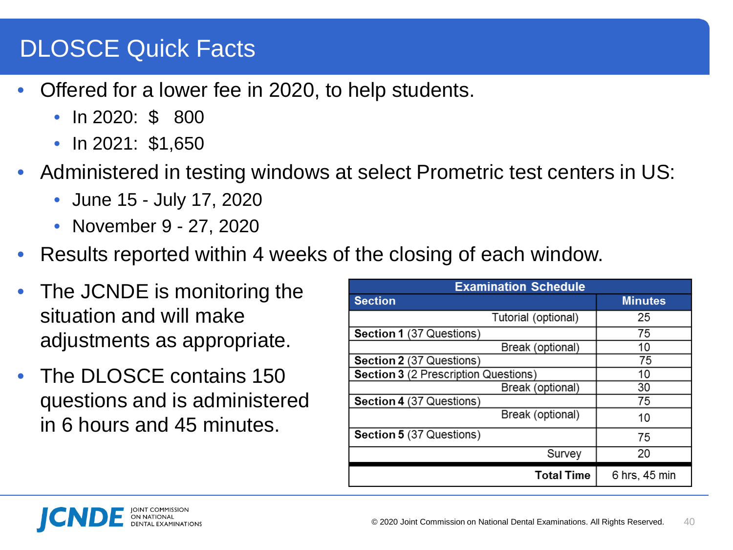# DLOSCE Quick Facts

- Offered for a lower fee in 2020, to help students.
  - In 2020: $ 800
  - In 2021: $1,650
- Administered in testing windows at select Prometric test centers in US:
  - June 15 - July 17, 2020
  - November 9 - 27, 2020
- Results reported within 4 weeks of the closing of each window.
- The JCNDE is monitoring the situation and will make adjustments as appropriate.
- The DLOSCE contains 150 questions and is administered in 6 hours and 45 minutes.

| Examination Schedule | |
|---|---|
| **Section** | **Minutes** |
| Tutorial (optional) | 25 |
| **Section 1** (37 Questions) | 75 |
| Break (optional) | 10 |
| **Section 2** (37 Questions) | 75 |
| **Section 3** (2 Prescription Questions) | 10 |
| Break (optional) | 30 |
| **Section 4** (37 Questions) | 75 |
| Break (optional) | 10 |
| **Section 5** (37 Questions) | 75 |
| Survey | 20 |
| **Total Time** | 6 hrs, 45 min |

JCNDE JOINT COMMISSION ON NATIONAL DENTAL EXAMINATIONS

© 2020 Joint Commission on National Dental Examinations. All Rights Reserved.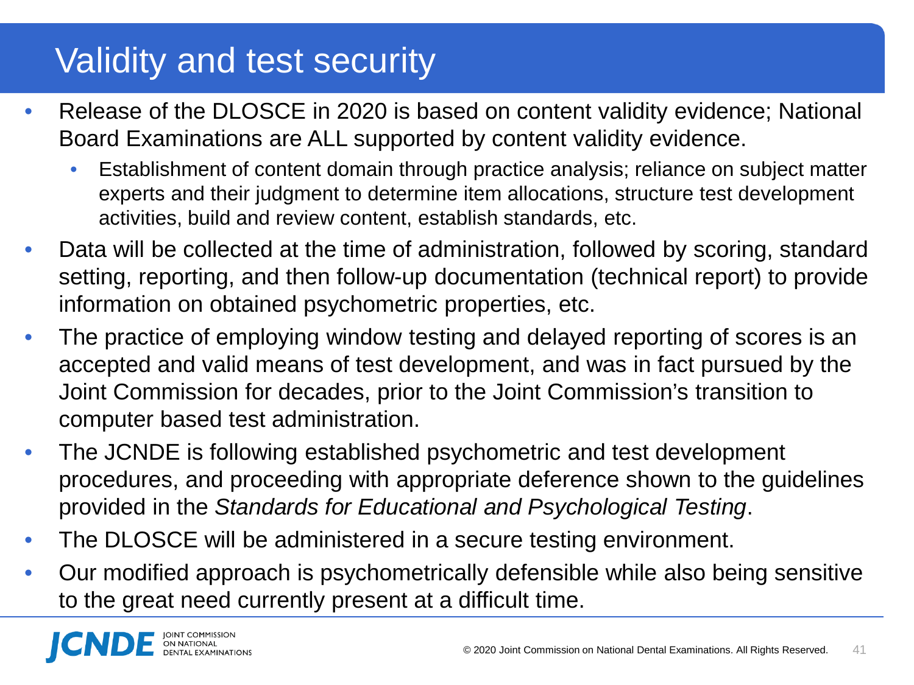# Validity and test security

- Release of the DLOSCE in 2020 is based on content validity evidence; National Board Examinations are ALL supported by content validity evidence.
  - Establishment of content domain through practice analysis; reliance on subject matter experts and their judgment to determine item allocations, structure test development activities, build and review content, establish standards, etc.
- Data will be collected at the time of administration, followed by scoring, standard setting, reporting, and then follow-up documentation (technical report) to provide information on obtained psychometric properties, etc.
- The practice of employing window testing and delayed reporting of scores is an accepted and valid means of test development, and was in fact pursued by the Joint Commission for decades, prior to the Joint Commission's transition to computer based test administration.
- The JCNDE is following established psychometric and test development procedures, and proceeding with appropriate deference shown to the guidelines provided in the *Standards for Educational and Psychological Testing*.
- The DLOSCE will be administered in a secure testing environment.
- Our modified approach is psychometrically defensible while also being sensitive to the great need currently present at a difficult time.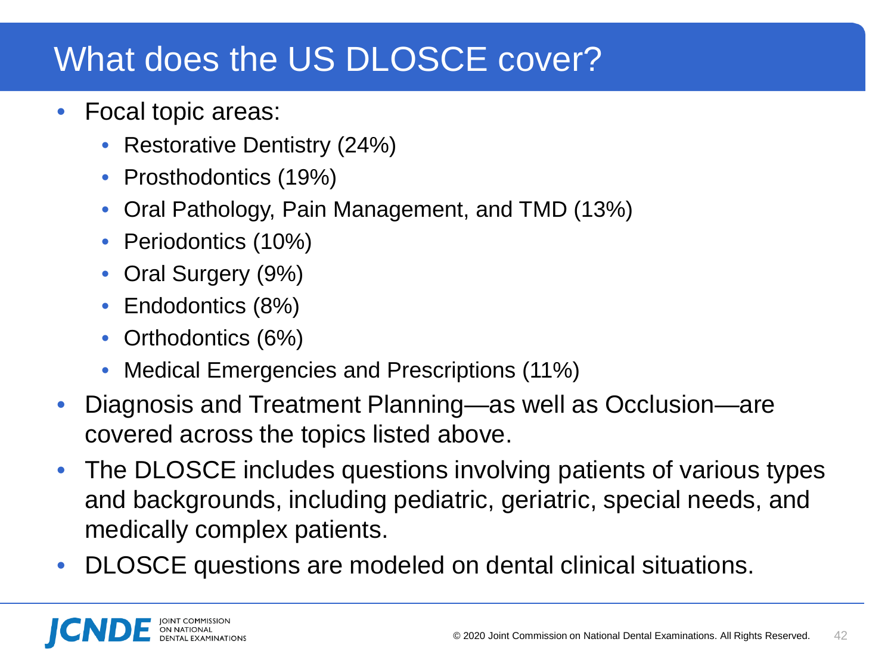# What does the US DLOSCE cover?

- Focal topic areas:
  - Restorative Dentistry (24%)
  - Prosthodontics (19%)
  - Oral Pathology, Pain Management, and TMD (13%)
  - Periodontics (10%)
  - Oral Surgery (9%)
  - Endodontics (8%)
  - Orthodontics (6%)
  - Medical Emergencies and Prescriptions (11%)
- Diagnosis and Treatment Planning—as well as Occlusion—are covered across the topics listed above.
- The DLOSCE includes questions involving patients of various types and backgrounds, including pediatric, geriatric, special needs, and medically complex patients.
- DLOSCE questions are modeled on dental clinical situations.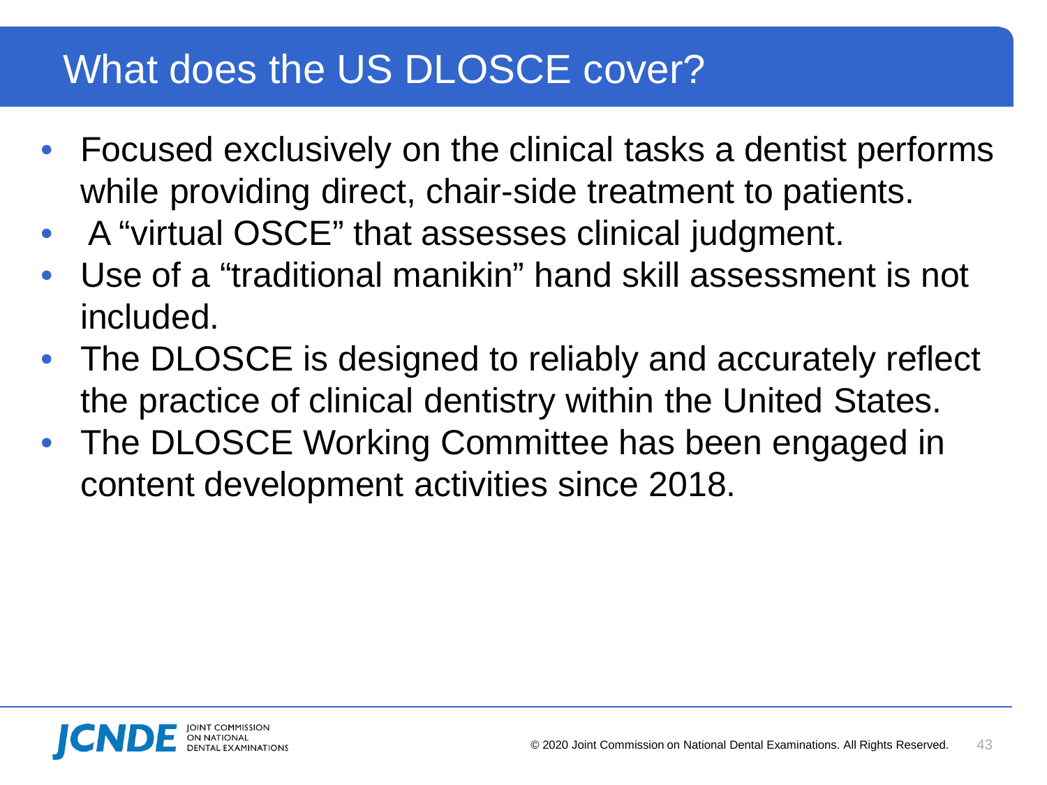# What does the US DLOSCE cover?

- Focused exclusively on the clinical tasks a dentist performs while providing direct, chair-side treatment to patients.
- A "virtual OSCE" that assesses clinical judgment.
- Use of a "traditional manikin" hand skill assessment is not included.
- The DLOSCE is designed to reliably and accurately reflect the practice of clinical dentistry within the United States.
- The DLOSCE Working Committee has been engaged in content development activities since 2018.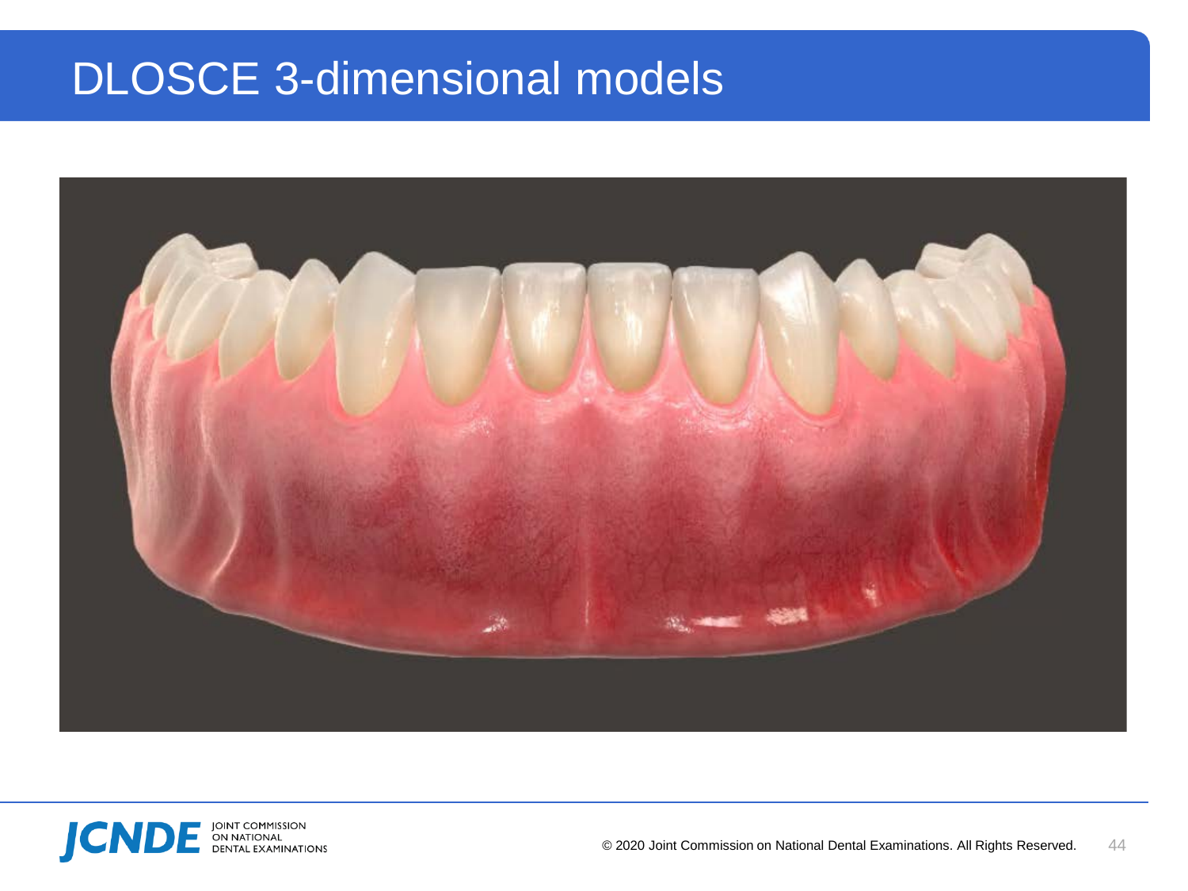# DLOSCE 3-dimensional models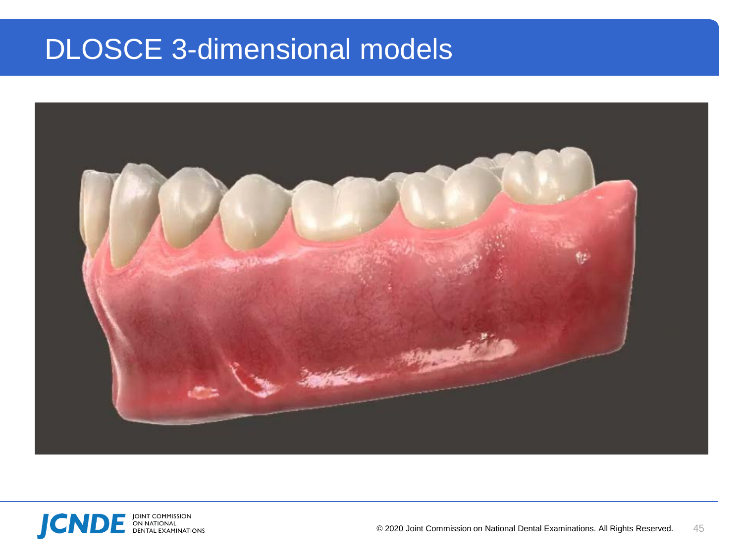# DLOSCE 3-dimensional models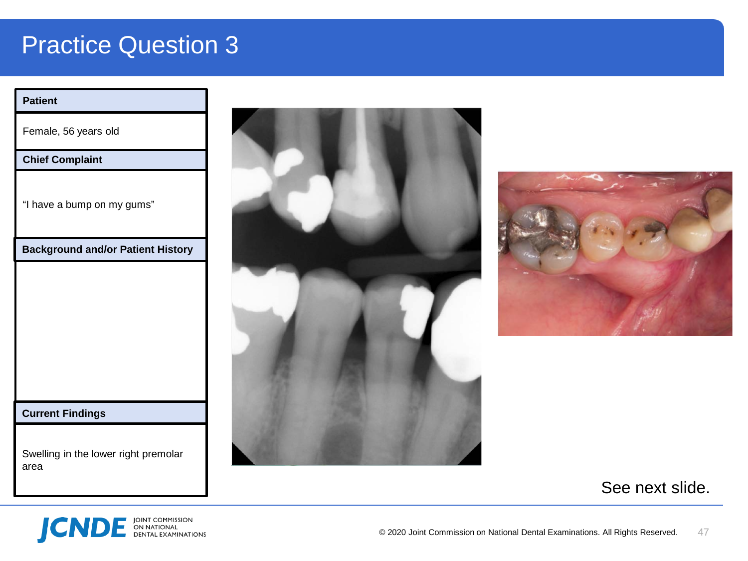# Practice Question 3

| Patient |
| --- |
| Female, 56 years old |
| **Chief Complaint** |
| "I have a bump on my gums" |
| **Background and/or Patient History** |
| |
| **Current Findings** |
| Swelling in the lower right premolar area |

See next slide.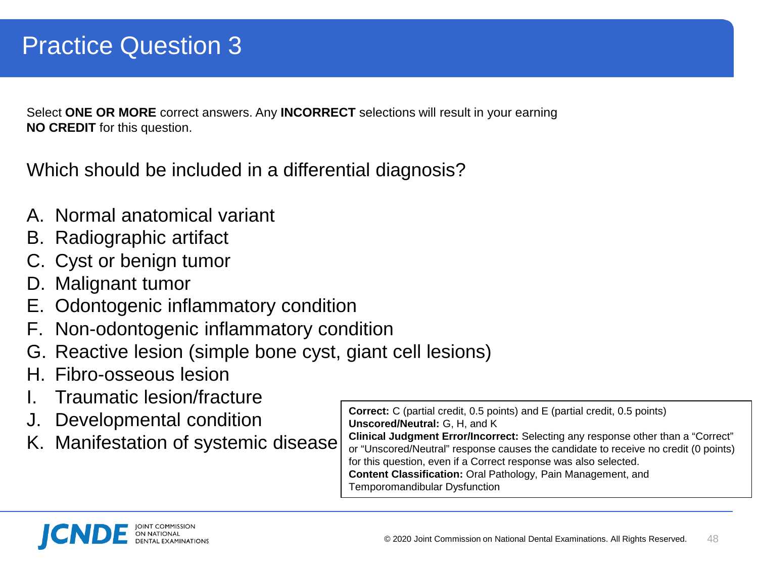# Practice Question 3

Select **ONE OR MORE** correct answers. Any **INCORRECT** selections will result in your earning **NO CREDIT** for this question.

Which should be included in a differential diagnosis?

A. Normal anatomical variant
B. Radiographic artifact
C. Cyst or benign tumor
D. Malignant tumor
E. Odontogenic inflammatory condition
F. Non-odontogenic inflammatory condition
G. Reactive lesion (simple bone cyst, giant cell lesions)
H. Fibro-osseous lesion
I. Traumatic lesion/fracture
J. Developmental condition
K. Manifestation of systemic disease

**Correct:** C (partial credit, 0.5 points) and E (partial credit, 0.5 points)
**Unscored/Neutral:** G, H, and K
**Clinical Judgment Error/Incorrect:** Selecting any response other than a "Correct" or "Unscored/Neutral" response causes the candidate to receive no credit (0 points) for this question, even if a Correct response was also selected.
**Content Classification:** Oral Pathology, Pain Management, and Temporomandibular Dysfunction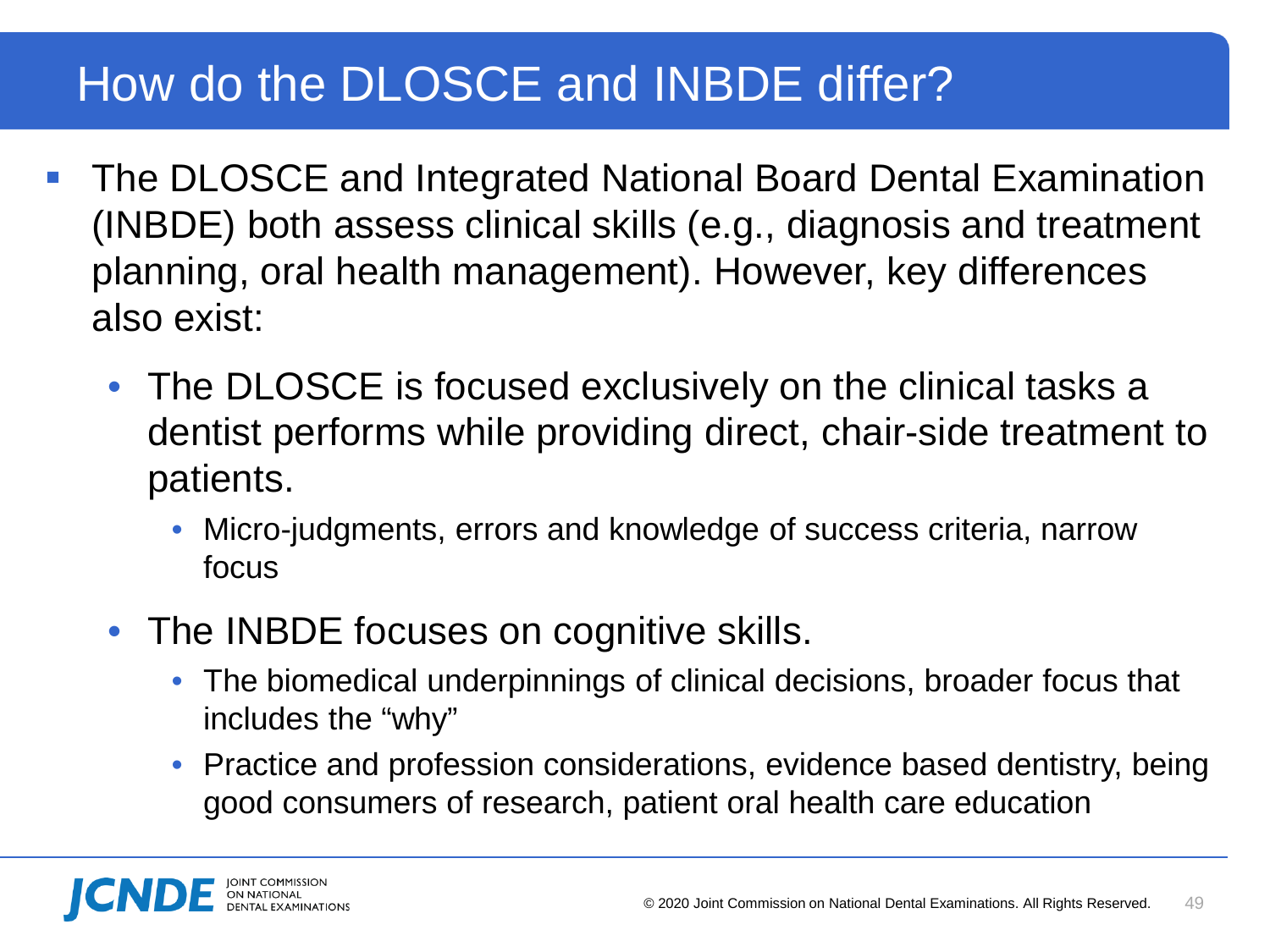# How do the DLOSCE and INBDE differ?

- The DLOSCE and Integrated National Board Dental Examination (INBDE) both assess clinical skills (e.g., diagnosis and treatment planning, oral health management). However, key differences also exist:
  - The DLOSCE is focused exclusively on the clinical tasks a dentist performs while providing direct, chair-side treatment to patients.
    - Micro-judgments, errors and knowledge of success criteria, narrow focus
  - The INBDE focuses on cognitive skills.
    - The biomedical underpinnings of clinical decisions, broader focus that includes the "why"
    - Practice and profession considerations, evidence based dentistry, being good consumers of research, patient oral health care education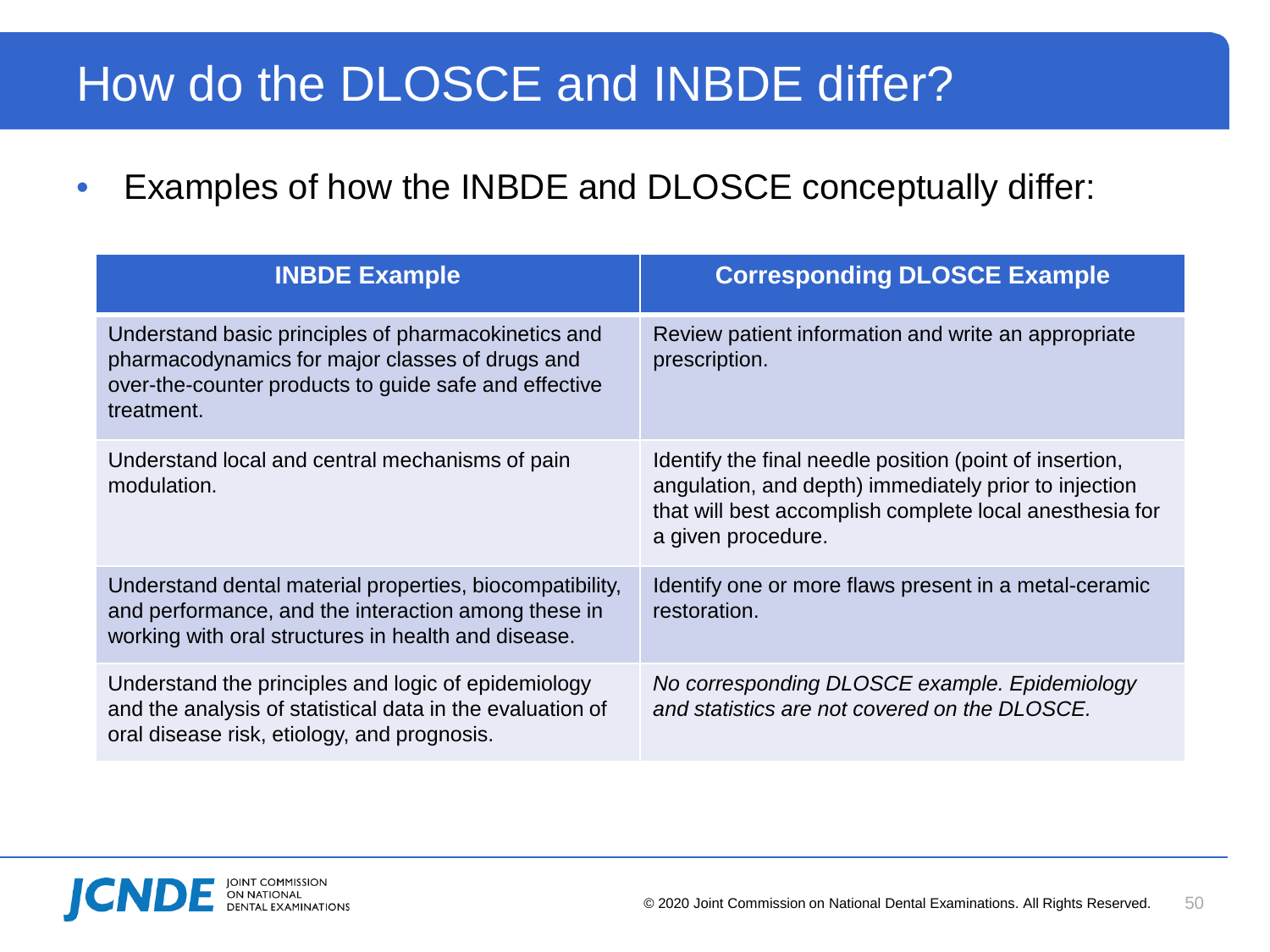# How do the DLOSCE and INBDE differ?

- Examples of how the INBDE and DLOSCE conceptually differ:

| INBDE Example | Corresponding DLOSCE Example |
| --- | --- |
| Understand basic principles of pharmacokinetics and pharmacodynamics for major classes of drugs and over-the-counter products to guide safe and effective treatment. | Review patient information and write an appropriate prescription. |
| Understand local and central mechanisms of pain modulation. | Identify the final needle position (point of insertion, angulation, and depth) immediately prior to injection that will best accomplish complete local anesthesia for a given procedure. |
| Understand dental material properties, biocompatibility, and performance, and the interaction among these in working with oral structures in health and disease. | Identify one or more flaws present in a metal-ceramic restoration. |
| Understand the principles and logic of epidemiology and the analysis of statistical data in the evaluation of oral disease risk, etiology, and prognosis. | *No corresponding DLOSCE example. Epidemiology and statistics are not covered on the DLOSCE.* |

JCNDE JOINT COMMISSION ON NATIONAL DENTAL EXAMINATIONS

© 2020 Joint Commission on National Dental Examinations. All Rights Reserved.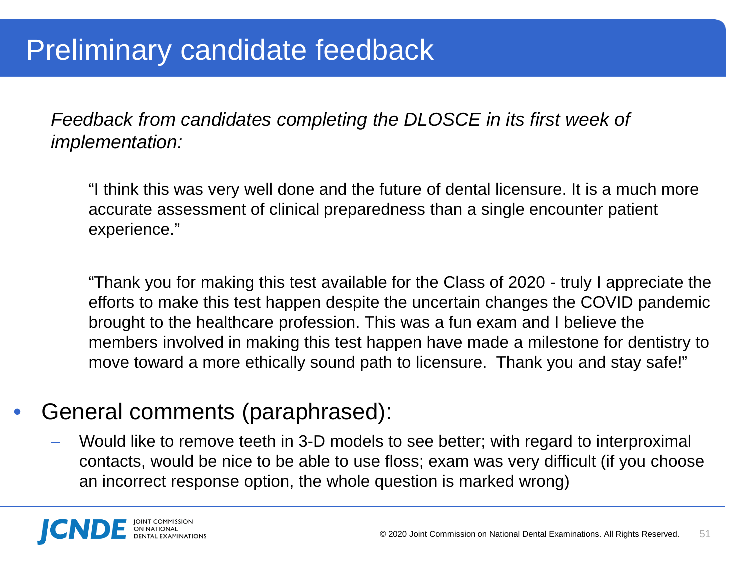# Preliminary candidate feedback

*Feedback from candidates completing the DLOSCE in its first week of implementation:*

> "I think this was very well done and the future of dental licensure. It is a much more accurate assessment of clinical preparedness than a single encounter patient experience."

> "Thank you for making this test available for the Class of 2020 - truly I appreciate the efforts to make this test happen despite the uncertain changes the COVID pandemic brought to the healthcare profession. This was a fun exam and I believe the members involved in making this test happen have made a milestone for dentistry to move toward a more ethically sound path to licensure. Thank you and stay safe!"

- General comments (paraphrased):
  - Would like to remove teeth in 3-D models to see better; with regard to interproximal contacts, would be nice to be able to use floss; exam was very difficult (if you choose an incorrect response option, the whole question is marked wrong)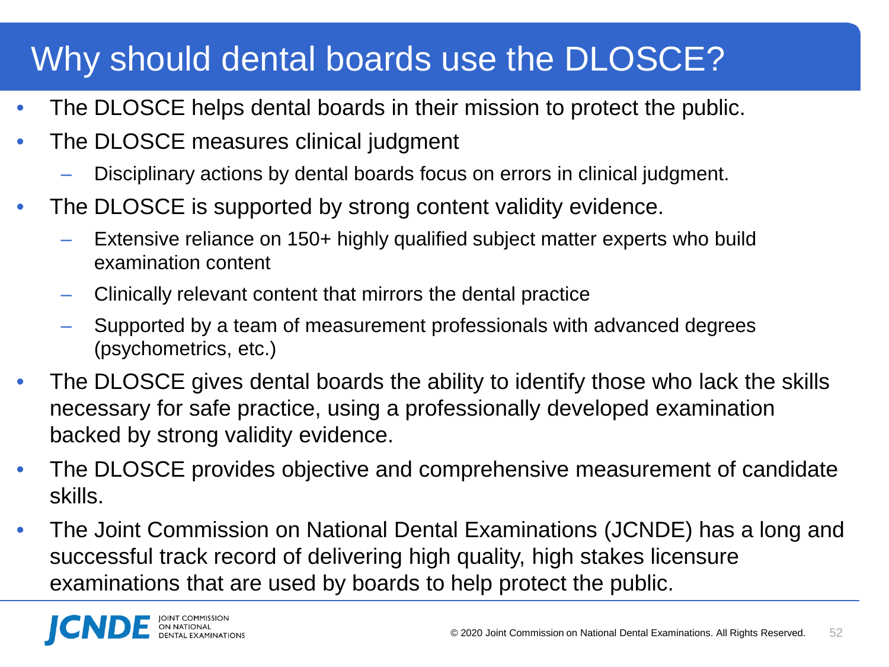# Why should dental boards use the DLOSCE?

- The DLOSCE helps dental boards in their mission to protect the public.
- The DLOSCE measures clinical judgment
  - Disciplinary actions by dental boards focus on errors in clinical judgment.
- The DLOSCE is supported by strong content validity evidence.
  - Extensive reliance on 150+ highly qualified subject matter experts who build examination content
  - Clinically relevant content that mirrors the dental practice
  - Supported by a team of measurement professionals with advanced degrees (psychometrics, etc.)
- The DLOSCE gives dental boards the ability to identify those who lack the skills necessary for safe practice, using a professionally developed examination backed by strong validity evidence.
- The DLOSCE provides objective and comprehensive measurement of candidate skills.
- The Joint Commission on National Dental Examinations (JCNDE) has a long and successful track record of delivering high quality, high stakes licensure examinations that are used by boards to help protect the public.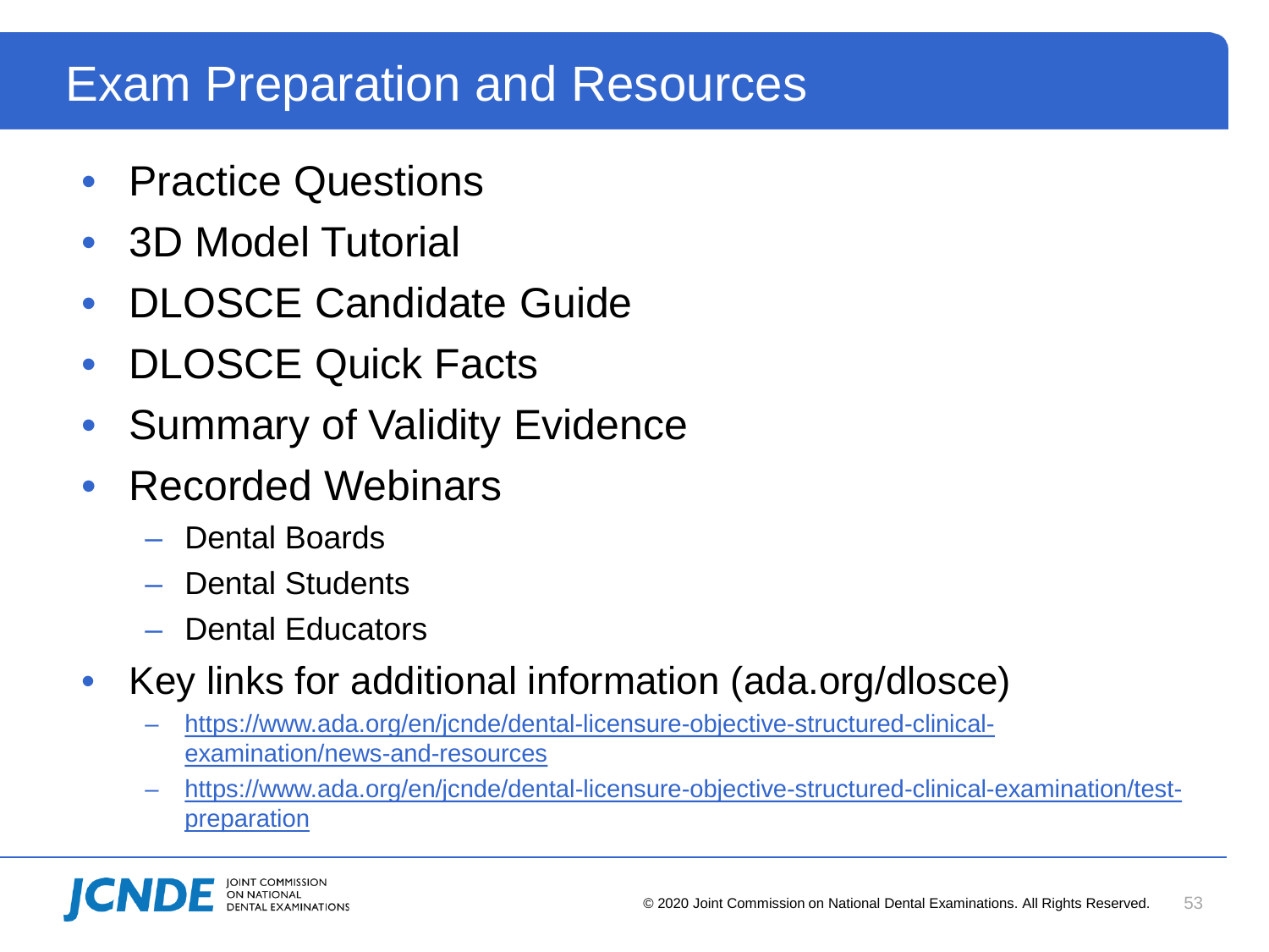# Exam Preparation and Resources

- Practice Questions
- 3D Model Tutorial
- DLOSCE Candidate Guide
- DLOSCE Quick Facts
- Summary of Validity Evidence
- Recorded Webinars
  - Dental Boards
  - Dental Students
  - Dental Educators
- Key links for additional information (ada.org/dlosce)
  - https://www.ada.org/en/jcnde/dental-licensure-objective-structured-clinical-examination/news-and-resources
  - https://www.ada.org/en/jcnde/dental-licensure-objective-structured-clinical-examination/test-preparation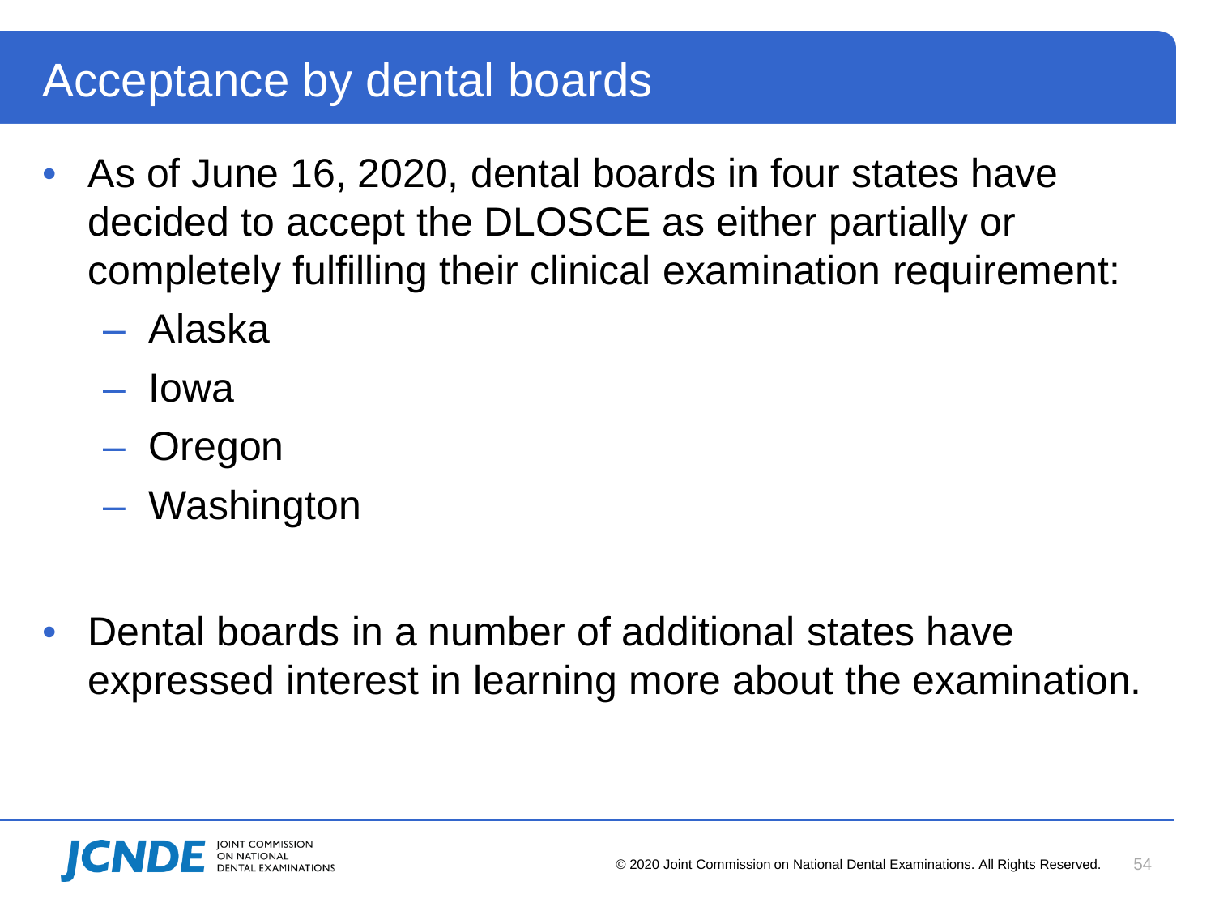# Acceptance by dental boards

- As of June 16, 2020, dental boards in four states have decided to accept the DLOSCE as either partially or completely fulfilling their clinical examination requirement:
  - Alaska
  - Iowa
  - Oregon
  - Washington

- Dental boards in a number of additional states have expressed interest in learning more about the examination.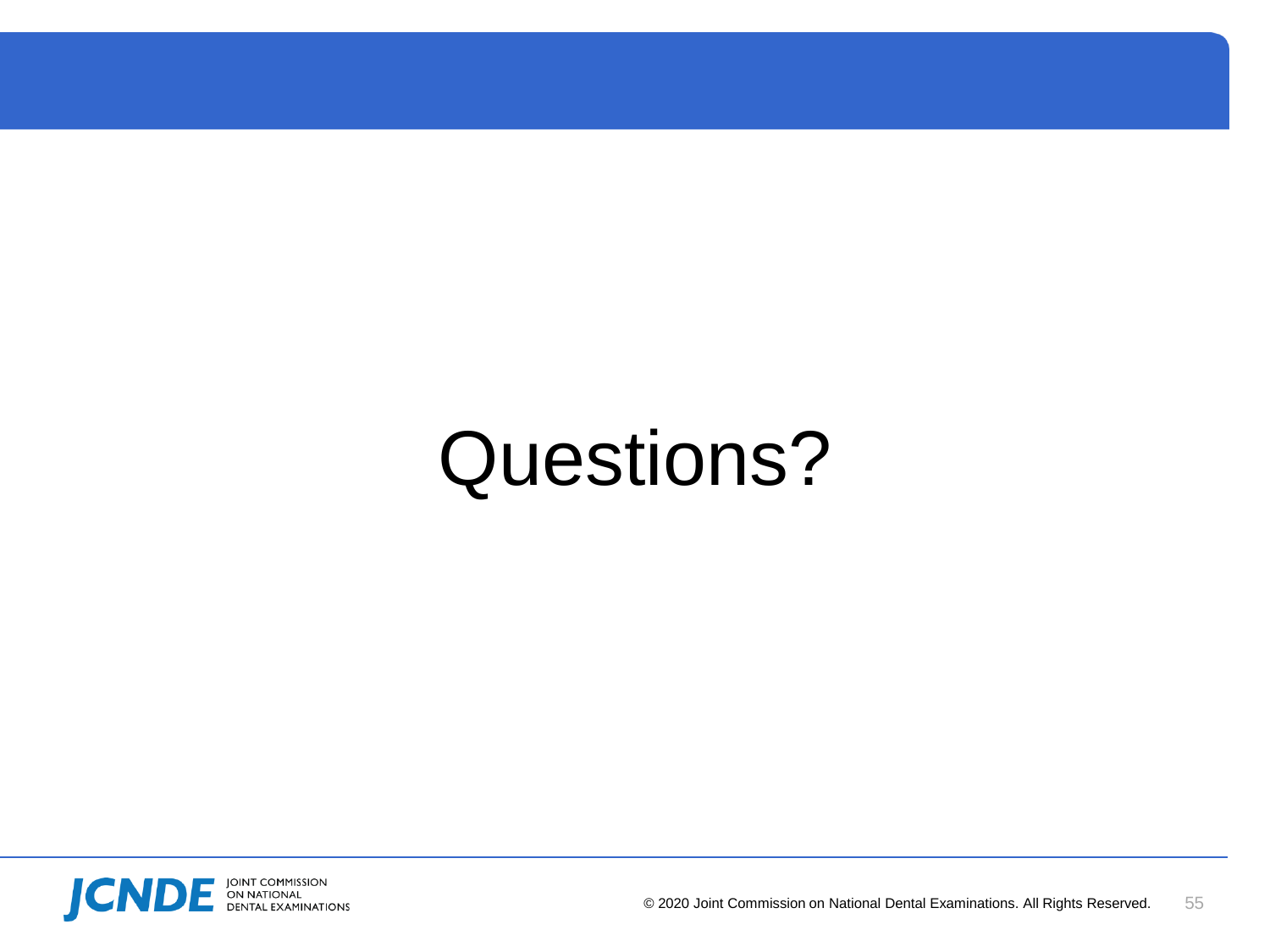# Questions?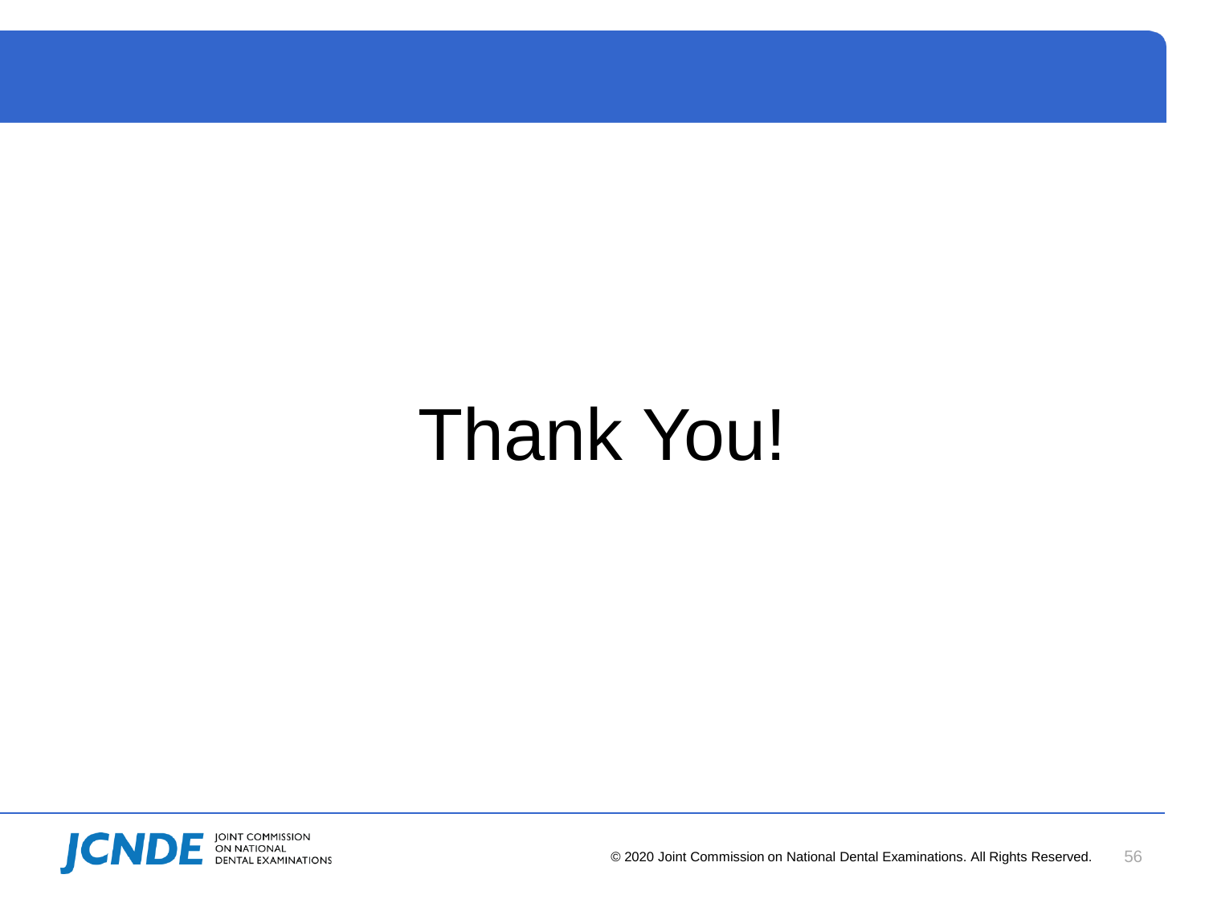# Thank You!